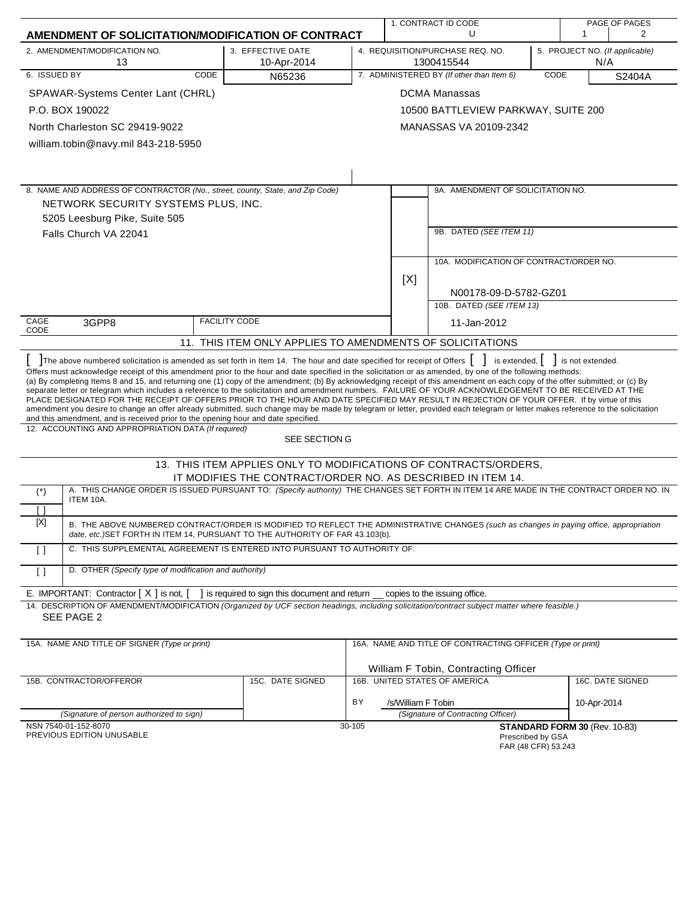# AMENDMENT OF SOLICITATION/MODIFICATION OF CONTRACT

| 1. CONTRACT ID CODE | PAGE OF PAGES |
|---|---|
| U | 1 / 2 |

| 2. AMENDMENT/MODIFICATION NO. | 3. EFFECTIVE DATE | 4. REQUISITION/PURCHASE REQ. NO. | 5. PROJECT NO. (If applicable) |
|---|---|---|---|
| 13 | 10-Apr-2014 | 1300415544 | N/A |

| 6. ISSUED BY | CODE N65236 | 7. ADMINISTERED BY (If other than Item 6) | CODE S2404A |
|---|---|---|---|
| SPAWAR-Systems Center Lant (CHRL)<br>P.O. BOX 190022<br>North Charleston SC 29419-9022<br>william.tobin@navy.mil 843-218-5950 | | DCMA Manassas<br>10500 BATTLEVIEW PARKWAY, SUITE 200<br>MANASSAS VA 20109-2342 | |

8. NAME AND ADDRESS OF CONTRACTOR (No., street, county, State, and Zip Code)

NETWORK SECURITY SYSTEMS PLUS, INC.
5205 Leesburg Pike, Suite 505
Falls Church VA 22041

CAGE CODE: 3GPP8 FACILITY CODE:

9A. AMENDMENT OF SOLICITATION NO.

9B. DATED (SEE ITEM 11)

[X] 10A. MODIFICATION OF CONTRACT/ORDER NO.
N00178-09-D-5782-GZ01

10B. DATED (SEE ITEM 13)
11-Jan-2012

## 11. THIS ITEM ONLY APPLIES TO AMENDMENTS OF SOLICITATIONS

[ ] The above numbered solicitation is amended as set forth in Item 14. The hour and date specified for receipt of Offers [ ] is extended, [ ] is not extended.
Offers must acknowledge receipt of this amendment prior to the hour and date specified in the solicitation or as amended, by one of the following methods:
(a) By completing Items 8 and 15, and returning one (1) copy of the amendment; (b) By acknowledging receipt of this amendment on each copy of the offer submitted; or (c) By separate letter or telegram which includes a reference to the solicitation and amendment numbers. FAILURE OF YOUR ACKNOWLEDGEMENT TO BE RECEIVED AT THE PLACE DESIGNATED FOR THE RECEIPT OF OFFERS PRIOR TO THE HOUR AND DATE SPECIFIED MAY RESULT IN REJECTION OF YOUR OFFER. If by virtue of this amendment you desire to change an offer already submitted, such change may be made by telegram or letter, provided each telegram or letter makes reference to the solicitation and this amendment, and is received prior to the opening hour and date specified.

12. ACCOUNTING AND APPROPRIATION DATA (If required)
SEE SECTION G

## 13. THIS ITEM APPLIES ONLY TO MODIFICATIONS OF CONTRACTS/ORDERS, IT MODIFIES THE CONTRACT/ORDER NO. AS DESCRIBED IN ITEM 14.

| | |
|---|---|
| (*) [ ] | A. THIS CHANGE ORDER IS ISSUED PURSUANT TO: (Specify authority) THE CHANGES SET FORTH IN ITEM 14 ARE MADE IN THE CONTRACT ORDER NO. IN ITEM 10A. |
| [X] | B. THE ABOVE NUMBERED CONTRACT/ORDER IS MODIFIED TO REFLECT THE ADMINISTRATIVE CHANGES (such as changes in paying office, appropriation date, etc.) SET FORTH IN ITEM 14, PURSUANT TO THE AUTHORITY OF FAR 43.103(b). |
| [ ] | C. THIS SUPPLEMENTAL AGREEMENT IS ENTERED INTO PURSUANT TO AUTHORITY OF: |
| [ ] | D. OTHER (Specify type of modification and authority) |

E. IMPORTANT: Contractor [ X ] is not, [ ] is required to sign this document and return __ copies to the issuing office.

14. DESCRIPTION OF AMENDMENT/MODIFICATION (Organized by UCF section headings, including solicitation/contract subject matter where feasible.)
SEE PAGE 2

| 15A. NAME AND TITLE OF SIGNER (Type or print) | | 16A. NAME AND TITLE OF CONTRACTING OFFICER (Type or print) | |
|---|---|---|---|
| | | William F Tobin, Contracting Officer | |
| 15B. CONTRACTOR/OFFEROR | 15C. DATE SIGNED | 16B. UNITED STATES OF AMERICA | 16C. DATE SIGNED |
| (Signature of person authorized to sign) | | BY /s/William F Tobin<br>(Signature of Contracting Officer) | 10-Apr-2014 |

NSN 7540-01-152-8070
PREVIOUS EDITION UNUSABLE

30-105

**STANDARD FORM 30** (Rev. 10-83)
Prescribed by GSA
FAR (48 CFR) 53.243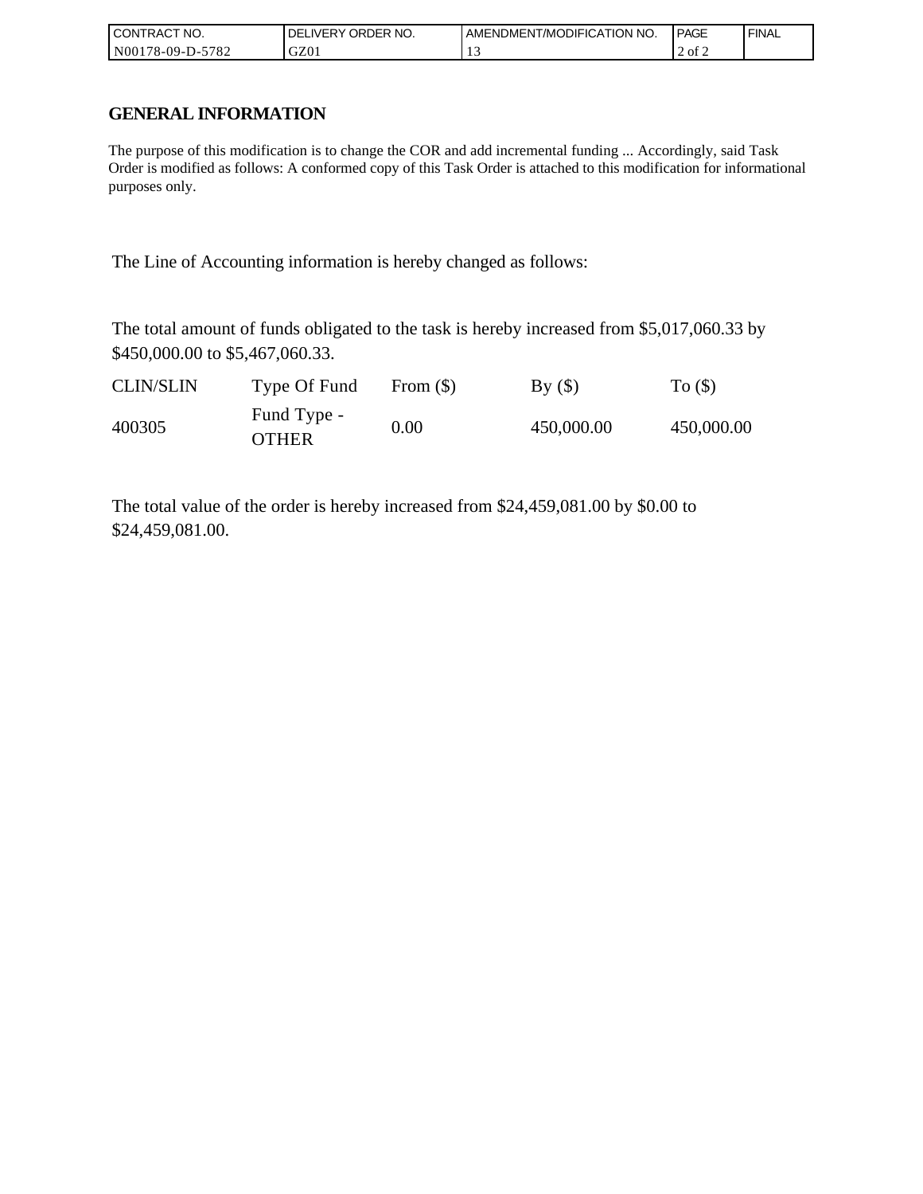## GENERAL INFORMATION

The purpose of this modification is to change the COR and add incremental funding ... Accordingly, said Task Order is modified as follows: A conformed copy of this Task Order is attached to this modification for informational purposes only.

The Line of Accounting information is hereby changed as follows:

The total amount of funds obligated to the task is hereby increased from $5,017,060.33 by $450,000.00 to $5,467,060.33.

| CLIN/SLIN | Type Of Fund | From ($) | By ($) | To ($) |
|---|---|---|---|---|
| 400305 | Fund Type - OTHER | 0.00 | 450,000.00 | 450,000.00 |

The total value of the order is hereby increased from $24,459,081.00 by $0.00 to $24,459,081.00.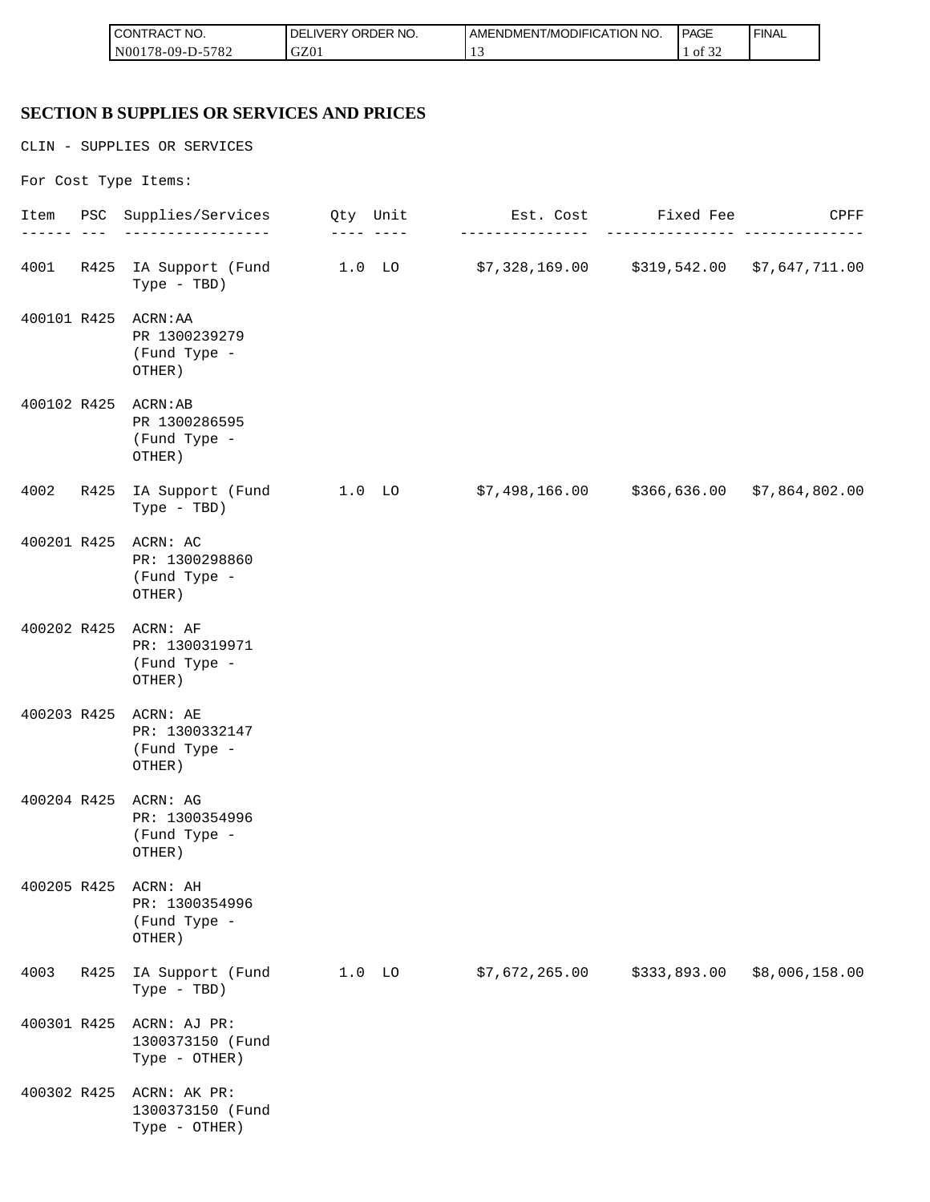## SECTION B SUPPLIES OR SERVICES AND PRICES

CLIN - SUPPLIES OR SERVICES

For Cost Type Items:

| Item | PSC | Supplies/Services | Qty | Unit | Est. Cost | Fixed Fee | CPFF |
|---|---|---|---|---|---|---|---|
| 4001 | R425 | IA Support (Fund Type - TBD) | 1.0 | LO | $7,328,169.00 | $319,542.00 | $7,647,711.00 |
| 400101 | R425 | ACRN:AA PR 1300239279 (Fund Type - OTHER) | | | | | |
| 400102 | R425 | ACRN:AB PR 1300286595 (Fund Type - OTHER) | | | | | |
| 4002 | R425 | IA Support (Fund Type - TBD) | 1.0 | LO | $7,498,166.00 | $366,636.00 | $7,864,802.00 |
| 400201 | R425 | ACRN: AC PR: 1300298860 (Fund Type - OTHER) | | | | | |
| 400202 | R425 | ACRN: AF PR: 1300319971 (Fund Type - OTHER) | | | | | |
| 400203 | R425 | ACRN: AE PR: 1300332147 (Fund Type - OTHER) | | | | | |
| 400204 | R425 | ACRN: AG PR: 1300354996 (Fund Type - OTHER) | | | | | |
| 400205 | R425 | ACRN: AH PR: 1300354996 (Fund Type - OTHER) | | | | | |
| 4003 | R425 | IA Support (Fund Type - TBD) | 1.0 | LO | $7,672,265.00 | $333,893.00 | $8,006,158.00 |
| 400301 | R425 | ACRN: AJ PR: 1300373150 (Fund Type - OTHER) | | | | | |
| 400302 | R425 | ACRN: AK PR: 1300373150 (Fund Type - OTHER) | | | | | |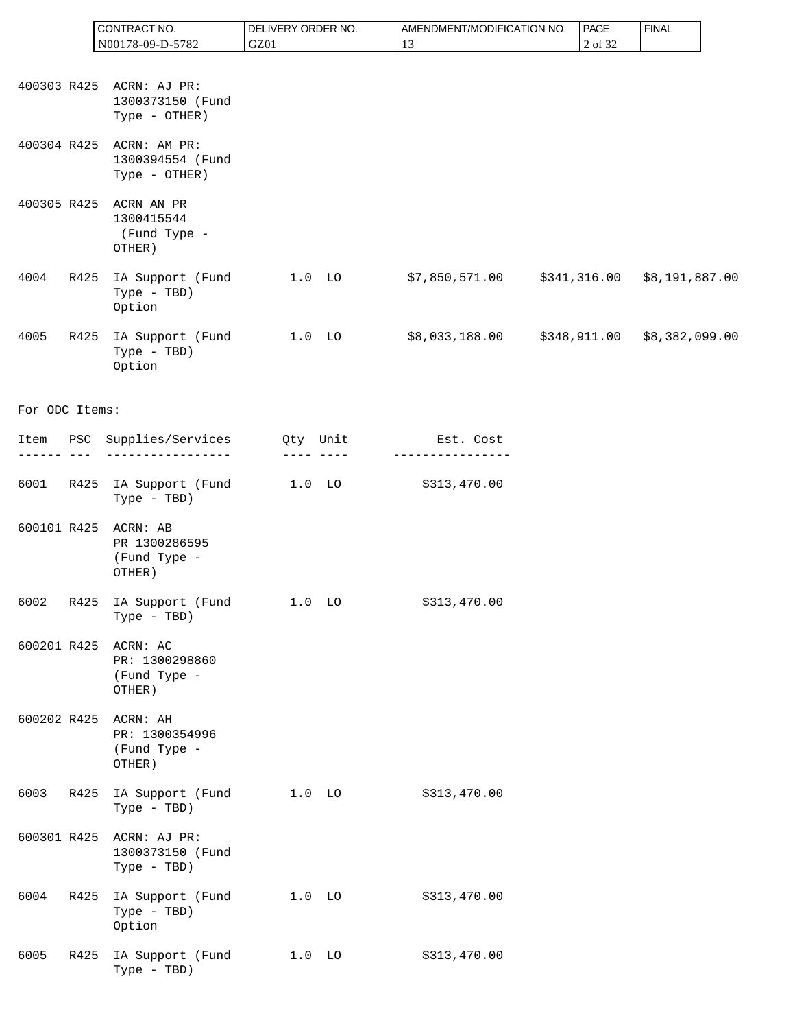| | | | | | | | |
|---|---|---|---|---|---|---|---|
| 400303 | R425 | ACRN: AJ PR: 1300373150 (Fund Type - OTHER) | | | | | |
| 400304 | R425 | ACRN: AM PR: 1300394554 (Fund Type - OTHER) | | | | | |
| 400305 | R425 | ACRN AN PR 1300415544 (Fund Type - OTHER) | | | | | |
| 4004 | R425 | IA Support (Fund Type - TBD) Option | 1.0 | LO | $7,850,571.00 | $341,316.00 | $8,191,887.00 |
| 4005 | R425 | IA Support (Fund Type - TBD) Option | 1.0 | LO | $8,033,188.00 | $348,911.00 | $8,382,099.00 |

For ODC Items:

| Item | PSC | Supplies/Services | Qty | Unit | Est. Cost |
|---|---|---|---|---|---|
| 6001 | R425 | IA Support (Fund Type - TBD) | 1.0 | LO | $313,470.00 |
| 600101 | R425 | ACRN: AB PR 1300286595 (Fund Type - OTHER) | | | |
| 6002 | R425 | IA Support (Fund Type - TBD) | 1.0 | LO | $313,470.00 |
| 600201 | R425 | ACRN: AC PR: 1300298860 (Fund Type - OTHER) | | | |
| 600202 | R425 | ACRN: AH PR: 1300354996 (Fund Type - OTHER) | | | |
| 6003 | R425 | IA Support (Fund Type - TBD) | 1.0 | LO | $313,470.00 |
| 600301 | R425 | ACRN: AJ PR: 1300373150 (Fund Type - TBD) | | | |
| 6004 | R425 | IA Support (Fund Type - TBD) Option | 1.0 | LO | $313,470.00 |
| 6005 | R425 | IA Support (Fund Type - TBD) | 1.0 | LO | $313,470.00 |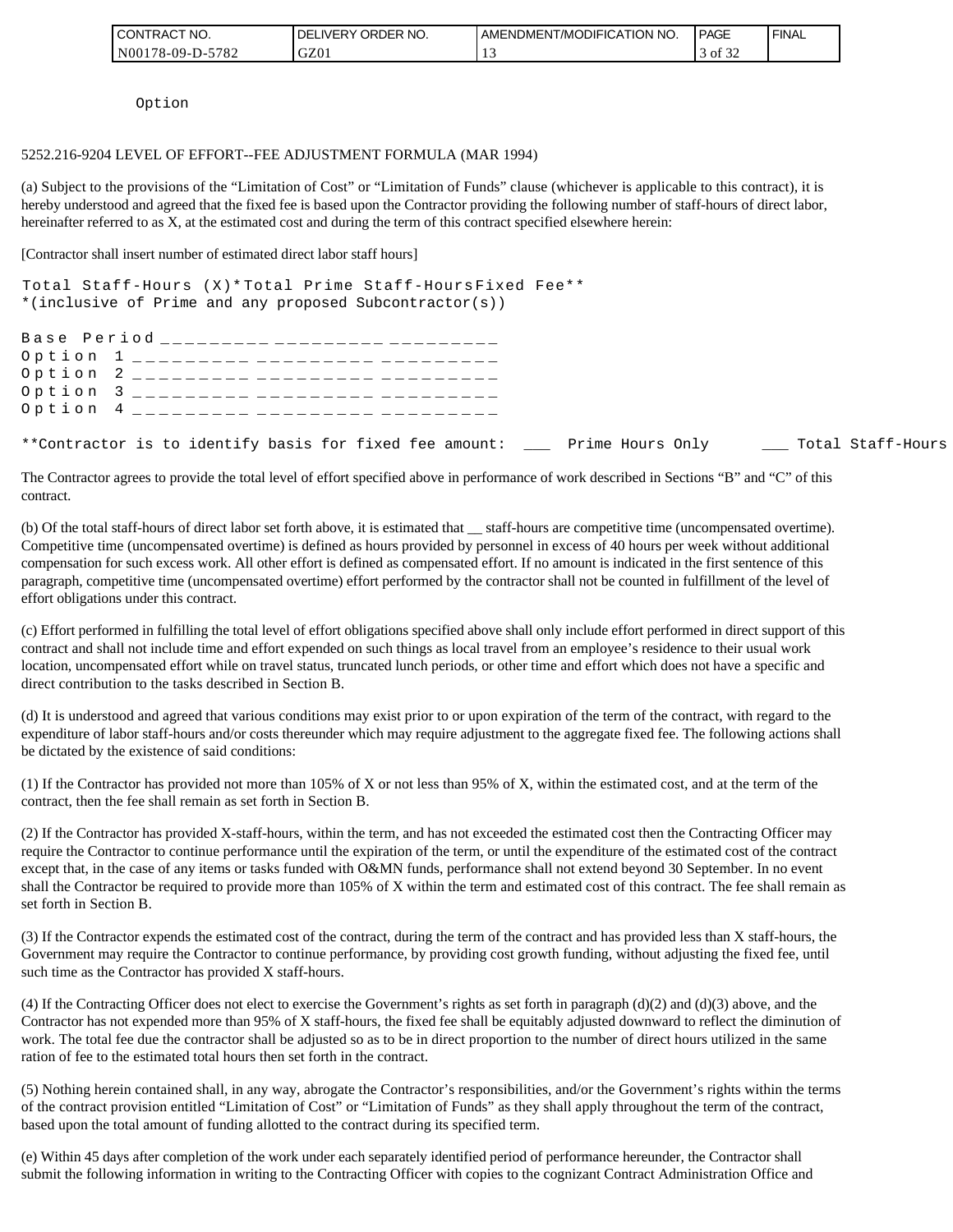Option

5252.216-9204 LEVEL OF EFFORT--FEE ADJUSTMENT FORMULA (MAR 1994)

(a) Subject to the provisions of the "Limitation of Cost" or "Limitation of Funds" clause (whichever is applicable to this contract), it is hereby understood and agreed that the fixed fee is based upon the Contractor providing the following number of staff-hours of direct labor, hereinafter referred to as X, at the estimated cost and during the term of this contract specified elsewhere herein:

[Contractor shall insert number of estimated direct labor staff hours]

| | Total Staff-Hours (X)* | Total Prime Staff-Hours | Fixed Fee** |
|---|---|---|---|
| Base Period | _________ | _________ | _________ |
| Option 1 | _________ | _________ | _________ |
| Option 2 | _________ | _________ | _________ |
| Option 3 | _________ | _________ | _________ |
| Option 4 | _________ | _________ | _________ |

*(inclusive of Prime and any proposed Subcontractor(s))

**Contractor is to identify basis for fixed fee amount: ___ Prime Hours Only ___ Total Staff-Hours

The Contractor agrees to provide the total level of effort specified above in performance of work described in Sections "B" and "C" of this contract.

(b) Of the total staff-hours of direct labor set forth above, it is estimated that __ staff-hours are competitive time (uncompensated overtime). Competitive time (uncompensated overtime) is defined as hours provided by personnel in excess of 40 hours per week without additional compensation for such excess work. All other effort is defined as compensated effort. If no amount is indicated in the first sentence of this paragraph, competitive time (uncompensated overtime) effort performed by the contractor shall not be counted in fulfillment of the level of effort obligations under this contract.

(c) Effort performed in fulfilling the total level of effort obligations specified above shall only include effort performed in direct support of this contract and shall not include time and effort expended on such things as local travel from an employee's residence to their usual work location, uncompensated effort while on travel status, truncated lunch periods, or other time and effort which does not have a specific and direct contribution to the tasks described in Section B.

(d) It is understood and agreed that various conditions may exist prior to or upon expiration of the term of the contract, with regard to the expenditure of labor staff-hours and/or costs thereunder which may require adjustment to the aggregate fixed fee. The following actions shall be dictated by the existence of said conditions:

(1) If the Contractor has provided not more than 105% of X or not less than 95% of X, within the estimated cost, and at the term of the contract, then the fee shall remain as set forth in Section B.

(2) If the Contractor has provided X-staff-hours, within the term, and has not exceeded the estimated cost then the Contracting Officer may require the Contractor to continue performance until the expiration of the term, or until the expenditure of the estimated cost of the contract except that, in the case of any items or tasks funded with O&MN funds, performance shall not extend beyond 30 September. In no event shall the Contractor be required to provide more than 105% of X within the term and estimated cost of this contract. The fee shall remain as set forth in Section B.

(3) If the Contractor expends the estimated cost of the contract, during the term of the contract and has provided less than X staff-hours, the Government may require the Contractor to continue performance, by providing cost growth funding, without adjusting the fixed fee, until such time as the Contractor has provided X staff-hours.

(4) If the Contracting Officer does not elect to exercise the Government's rights as set forth in paragraph (d)(2) and (d)(3) above, and the Contractor has not expended more than 95% of X staff-hours, the fixed fee shall be equitably adjusted downward to reflect the diminution of work. The total fee due the contractor shall be adjusted so as to be in direct proportion to the number of direct hours utilized in the same ration of fee to the estimated total hours then set forth in the contract.

(5) Nothing herein contained shall, in any way, abrogate the Contractor's responsibilities, and/or the Government's rights within the terms of the contract provision entitled "Limitation of Cost" or "Limitation of Funds" as they shall apply throughout the term of the contract, based upon the total amount of funding allotted to the contract during its specified term.

(e) Within 45 days after completion of the work under each separately identified period of performance hereunder, the Contractor shall submit the following information in writing to the Contracting Officer with copies to the cognizant Contract Administration Office and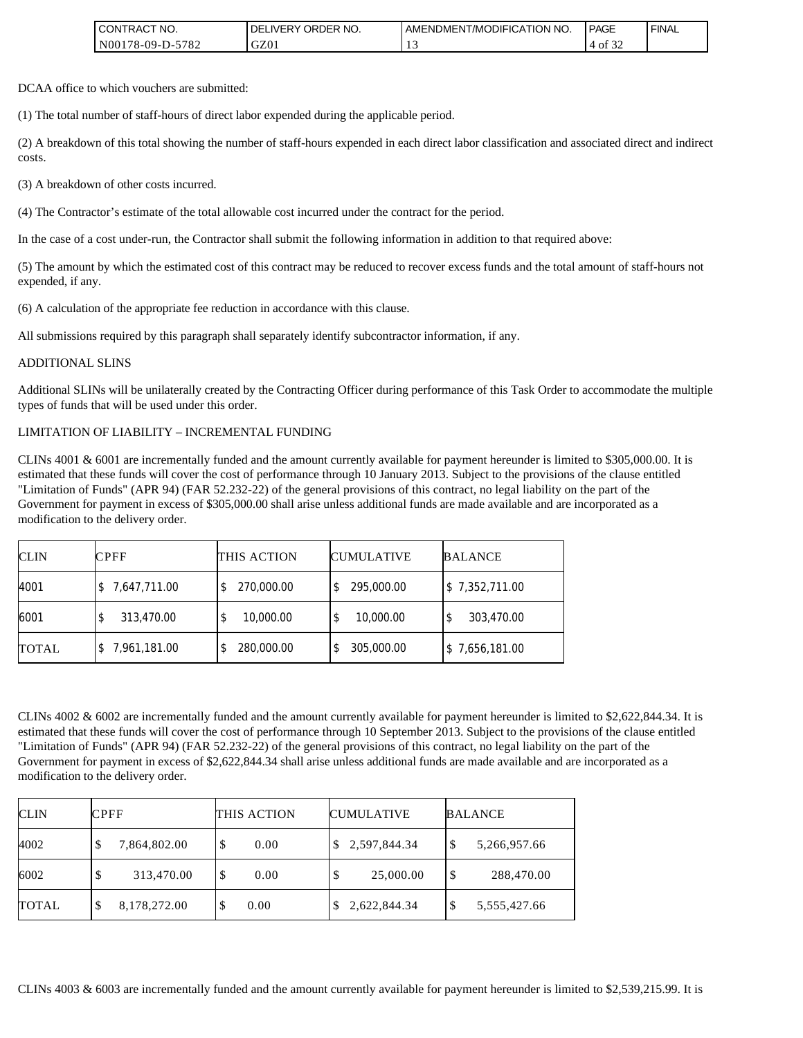DCAA office to which vouchers are submitted:

(1) The total number of staff-hours of direct labor expended during the applicable period.

(2) A breakdown of this total showing the number of staff-hours expended in each direct labor classification and associated direct and indirect costs.

(3) A breakdown of other costs incurred.

(4) The Contractor's estimate of the total allowable cost incurred under the contract for the period.

In the case of a cost under-run, the Contractor shall submit the following information in addition to that required above:

(5) The amount by which the estimated cost of this contract may be reduced to recover excess funds and the total amount of staff-hours not expended, if any.

(6) A calculation of the appropriate fee reduction in accordance with this clause.

All submissions required by this paragraph shall separately identify subcontractor information, if any.

ADDITIONAL SLINS

Additional SLINs will be unilaterally created by the Contracting Officer during performance of this Task Order to accommodate the multiple types of funds that will be used under this order.

LIMITATION OF LIABILITY – INCREMENTAL FUNDING

CLINs 4001 & 6001 are incrementally funded and the amount currently available for payment hereunder is limited to $305,000.00. It is estimated that these funds will cover the cost of performance through 10 January 2013. Subject to the provisions of the clause entitled "Limitation of Funds" (APR 94) (FAR 52.232-22) of the general provisions of this contract, no legal liability on the part of the Government for payment in excess of $305,000.00 shall arise unless additional funds are made available and are incorporated as a modification to the delivery order.

| CLIN | CPFF | THIS ACTION | CUMULATIVE | BALANCE |
|---|---|---|---|---|
| 4001 | $ 7,647,711.00 | $ 270,000.00 | $ 295,000.00 | $ 7,352,711.00 |
| 6001 | $ 313,470.00 | $ 10,000.00 | $ 10,000.00 | $ 303,470.00 |
| TOTAL | $ 7,961,181.00 | $ 280,000.00 | $ 305,000.00 | $ 7,656,181.00 |

CLINs 4002 & 6002 are incrementally funded and the amount currently available for payment hereunder is limited to $2,622,844.34. It is estimated that these funds will cover the cost of performance through 10 September 2013. Subject to the provisions of the clause entitled "Limitation of Funds" (APR 94) (FAR 52.232-22) of the general provisions of this contract, no legal liability on the part of the Government for payment in excess of $2,622,844.34 shall arise unless additional funds are made available and are incorporated as a modification to the delivery order.

| CLIN | CPFF | THIS ACTION | CUMULATIVE | BALANCE |
|---|---|---|---|---|
| 4002 | $ 7,864,802.00 | $ 0.00 | $ 2,597,844.34 | $ 5,266,957.66 |
| 6002 | $ 313,470.00 | $ 0.00 | $ 25,000.00 | $ 288,470.00 |
| TOTAL | $ 8,178,272.00 | $ 0.00 | $ 2,622,844.34 | $ 5,555,427.66 |

CLINs 4003 & 6003 are incrementally funded and the amount currently available for payment hereunder is limited to $2,539,215.99. It is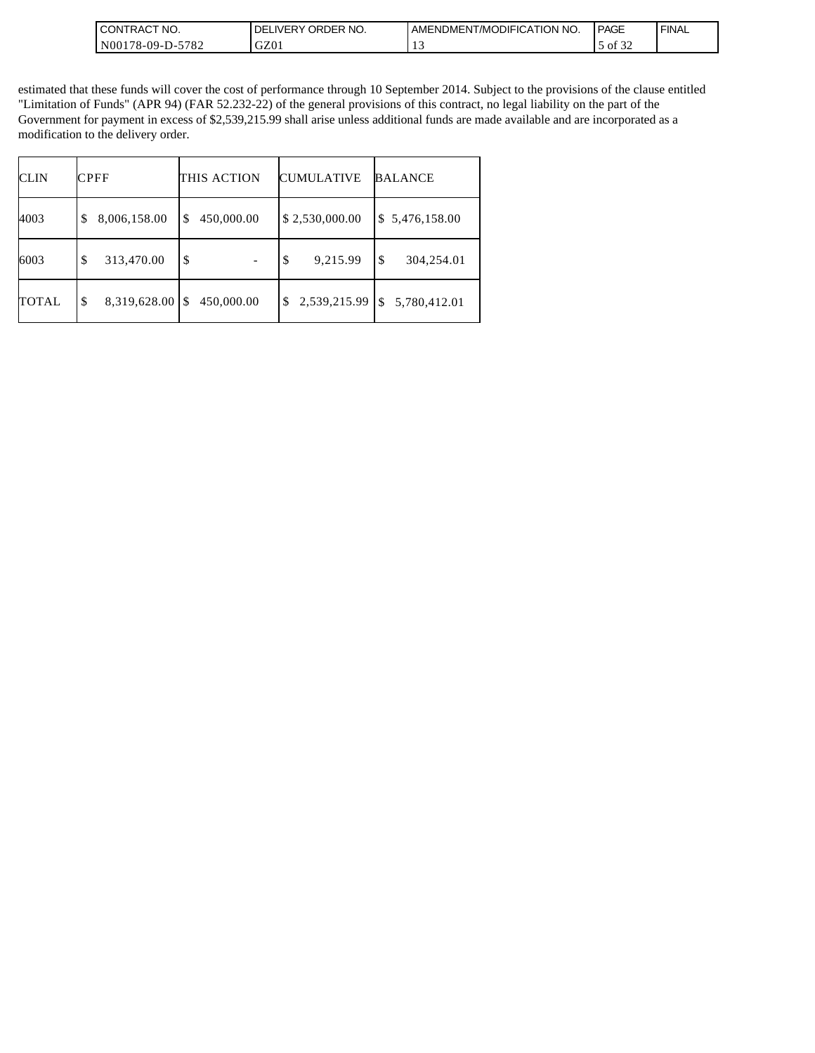estimated that these funds will cover the cost of performance through 10 September 2014. Subject to the provisions of the clause entitled "Limitation of Funds" (APR 94) (FAR 52.232-22) of the general provisions of this contract, no legal liability on the part of the Government for payment in excess of $2,539,215.99 shall arise unless additional funds are made available and are incorporated as a modification to the delivery order.

| CLIN | CPFF | THIS ACTION | CUMULATIVE | BALANCE |
|---|---|---|---|---|
| 4003 | $ 8,006,158.00 | $ 450,000.00 | $ 2,530,000.00 | $ 5,476,158.00 |
| 6003 | $ 313,470.00 | $ - | $ 9,215.99 | $ 304,254.01 |
| TOTAL | $ 8,319,628.00 | $ 450,000.00 | $ 2,539,215.99 | $ 5,780,412.01 |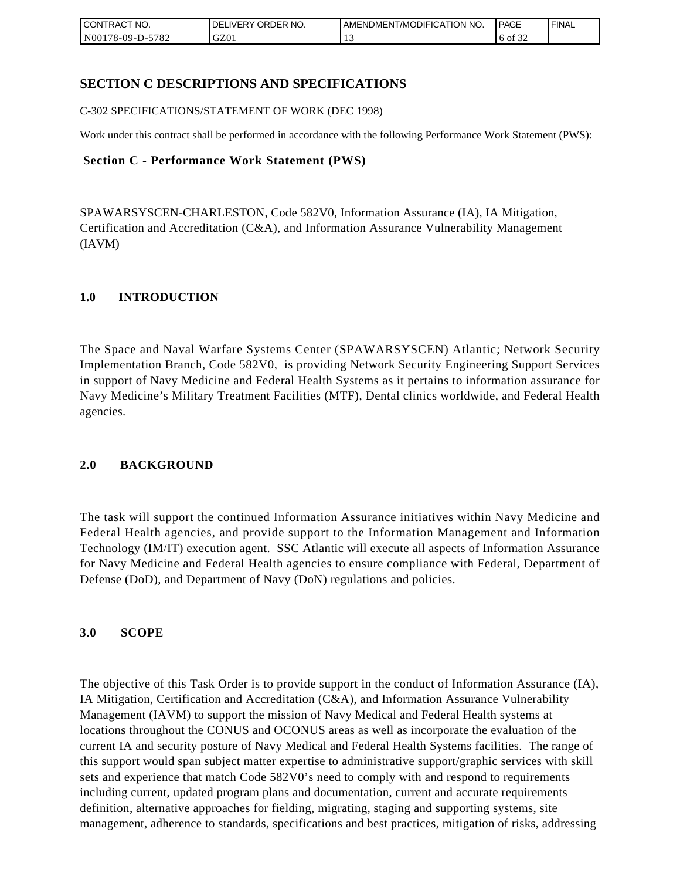# SECTION C DESCRIPTIONS AND SPECIFICATIONS

C-302 SPECIFICATIONS/STATEMENT OF WORK (DEC 1998)

Work under this contract shall be performed in accordance with the following Performance Work Statement (PWS):

**Section C - Performance Work Statement (PWS)**

SPAWARSYSCEN-CHARLESTON, Code 582V0, Information Assurance (IA), IA Mitigation, Certification and Accreditation (C&A), and Information Assurance Vulnerability Management (IAVM)

## 1.0 INTRODUCTION

The Space and Naval Warfare Systems Center (SPAWARSYSCEN) Atlantic; Network Security Implementation Branch, Code 582V0, is providing Network Security Engineering Support Services in support of Navy Medicine and Federal Health Systems as it pertains to information assurance for Navy Medicine's Military Treatment Facilities (MTF), Dental clinics worldwide, and Federal Health agencies.

## 2.0 BACKGROUND

The task will support the continued Information Assurance initiatives within Navy Medicine and Federal Health agencies, and provide support to the Information Management and Information Technology (IM/IT) execution agent. SSC Atlantic will execute all aspects of Information Assurance for Navy Medicine and Federal Health agencies to ensure compliance with Federal, Department of Defense (DoD), and Department of Navy (DoN) regulations and policies.

## 3.0 SCOPE

The objective of this Task Order is to provide support in the conduct of Information Assurance (IA), IA Mitigation, Certification and Accreditation (C&A), and Information Assurance Vulnerability Management (IAVM) to support the mission of Navy Medical and Federal Health systems at locations throughout the CONUS and OCONUS areas as well as incorporate the evaluation of the current IA and security posture of Navy Medical and Federal Health Systems facilities. The range of this support would span subject matter expertise to administrative support/graphic services with skill sets and experience that match Code 582V0's need to comply with and respond to requirements including current, updated program plans and documentation, current and accurate requirements definition, alternative approaches for fielding, migrating, staging and supporting systems, site management, adherence to standards, specifications and best practices, mitigation of risks, addressing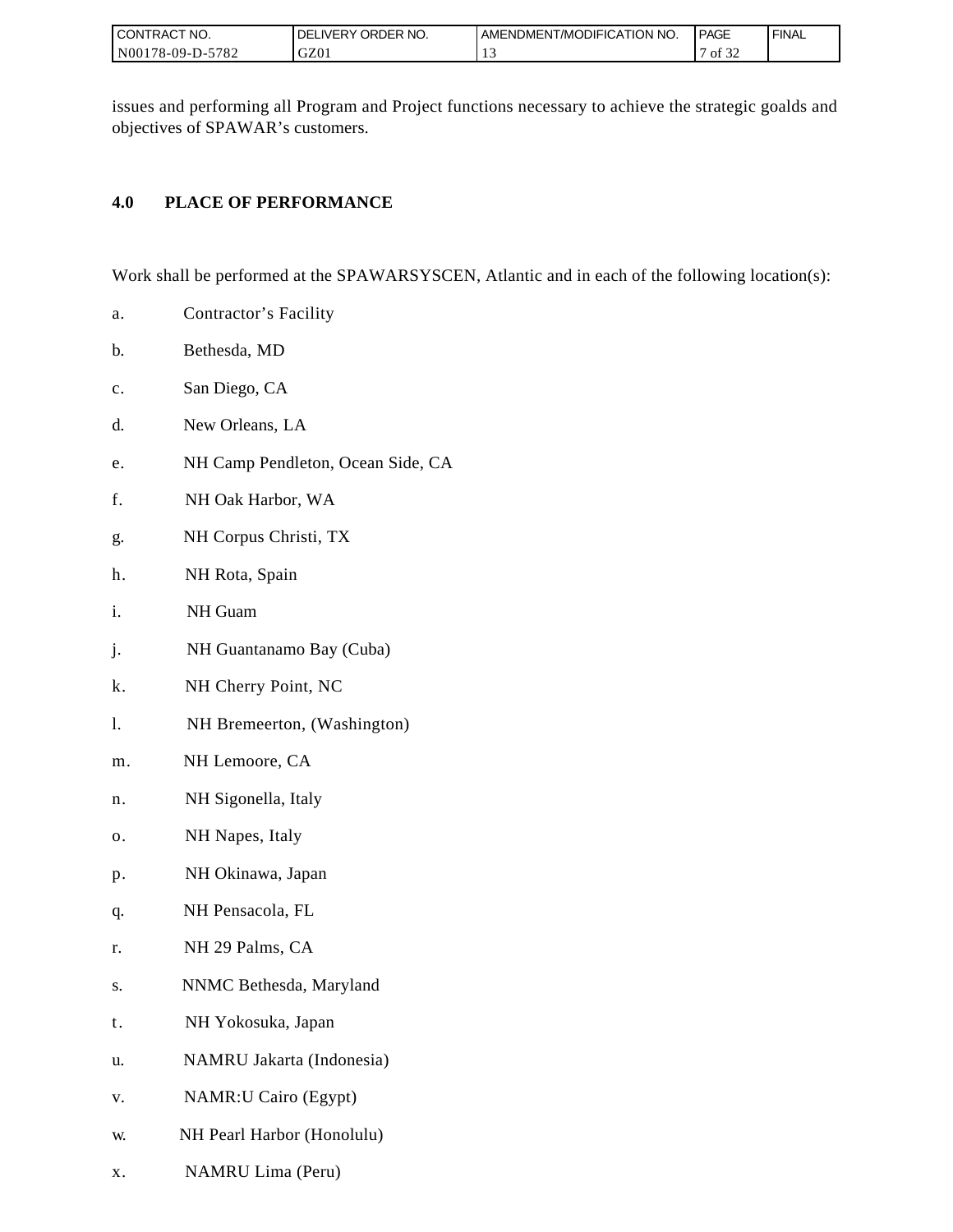issues and performing all Program and Project functions necessary to achieve the strategic goalds and objectives of SPAWAR's customers.

## 4.0 PLACE OF PERFORMANCE

Work shall be performed at the SPAWARSYSCEN, Atlantic and in each of the following location(s):

a. Contractor's Facility

b. Bethesda, MD

c. San Diego, CA

d. New Orleans, LA

e. NH Camp Pendleton, Ocean Side, CA

f. NH Oak Harbor, WA

g. NH Corpus Christi, TX

h. NH Rota, Spain

i. NH Guam

j. NH Guantanamo Bay (Cuba)

k. NH Cherry Point, NC

l. NH Bremeerton, (Washington)

m. NH Lemoore, CA

n. NH Sigonella, Italy

o. NH Napes, Italy

p. NH Okinawa, Japan

q. NH Pensacola, FL

r. NH 29 Palms, CA

s. NNMC Bethesda, Maryland

t. NH Yokosuka, Japan

u. NAMRU Jakarta (Indonesia)

v. NAMR:U Cairo (Egypt)

w. NH Pearl Harbor (Honolulu)

x. NAMRU Lima (Peru)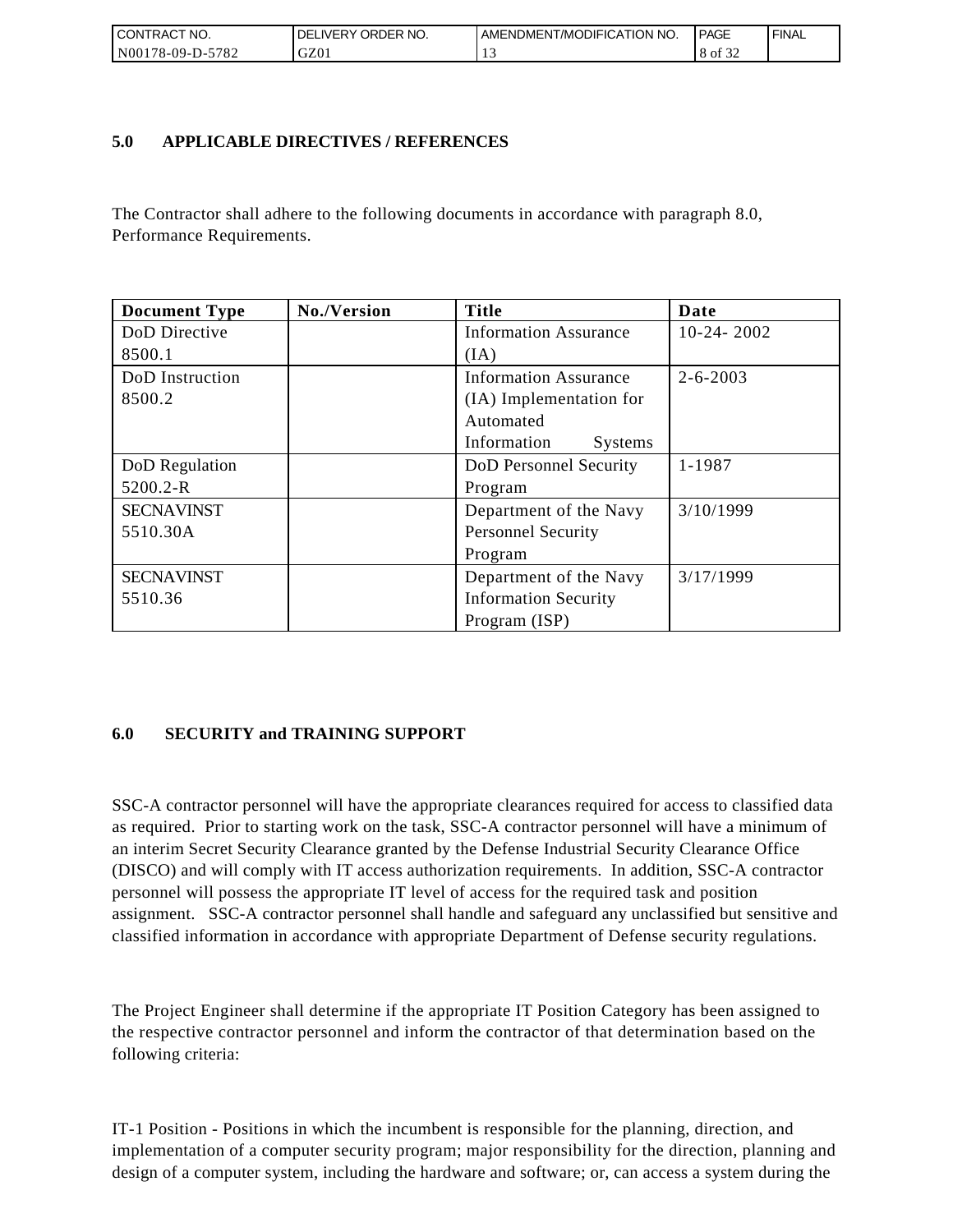## 5.0 APPLICABLE DIRECTIVES / REFERENCES

The Contractor shall adhere to the following documents in accordance with paragraph 8.0, Performance Requirements.

| Document Type | No./Version | Title | Date |
|---|---|---|---|
| DoD Directive 8500.1 | | Information Assurance (IA) | 10-24- 2002 |
| DoD Instruction 8500.2 | | Information Assurance (IA) Implementation for Automated Information Systems | 2-6-2003 |
| DoD Regulation 5200.2-R | | DoD Personnel Security Program | 1-1987 |
| SECNAVINST 5510.30A | | Department of the Navy Personnel Security Program | 3/10/1999 |
| SECNAVINST 5510.36 | | Department of the Navy Information Security Program (ISP) | 3/17/1999 |

## 6.0 SECURITY and TRAINING SUPPORT

SSC-A contractor personnel will have the appropriate clearances required for access to classified data as required. Prior to starting work on the task, SSC-A contractor personnel will have a minimum of an interim Secret Security Clearance granted by the Defense Industrial Security Clearance Office (DISCO) and will comply with IT access authorization requirements. In addition, SSC-A contractor personnel will possess the appropriate IT level of access for the required task and position assignment. SSC-A contractor personnel shall handle and safeguard any unclassified but sensitive and classified information in accordance with appropriate Department of Defense security regulations.

The Project Engineer shall determine if the appropriate IT Position Category has been assigned to the respective contractor personnel and inform the contractor of that determination based on the following criteria:

IT-1 Position - Positions in which the incumbent is responsible for the planning, direction, and implementation of a computer security program; major responsibility for the direction, planning and design of a computer system, including the hardware and software; or, can access a system during the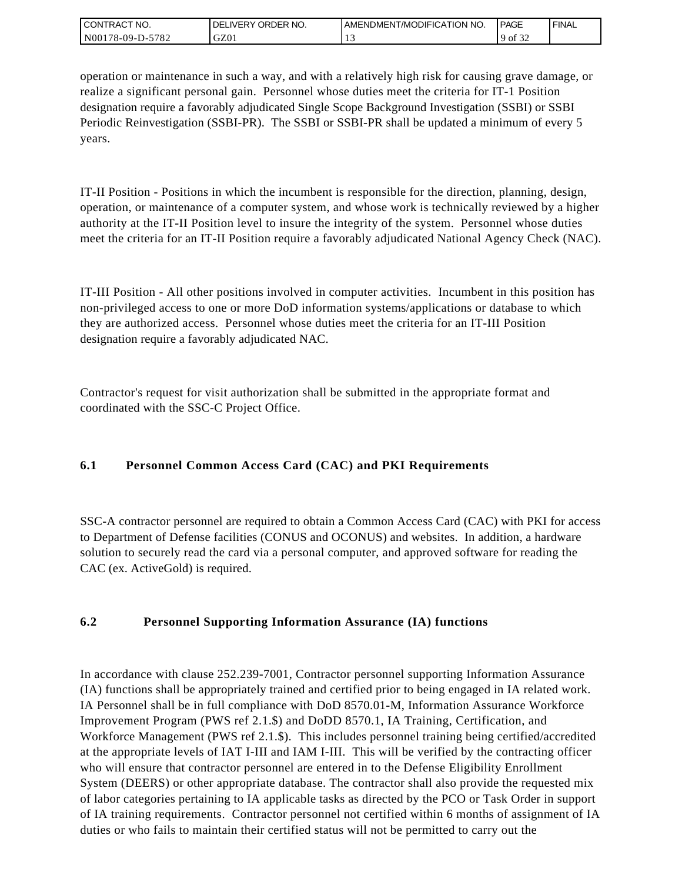operation or maintenance in such a way, and with a relatively high risk for causing grave damage, or realize a significant personal gain. Personnel whose duties meet the criteria for IT-1 Position designation require a favorably adjudicated Single Scope Background Investigation (SSBI) or SSBI Periodic Reinvestigation (SSBI-PR). The SSBI or SSBI-PR shall be updated a minimum of every 5 years.

IT-II Position - Positions in which the incumbent is responsible for the direction, planning, design, operation, or maintenance of a computer system, and whose work is technically reviewed by a higher authority at the IT-II Position level to insure the integrity of the system. Personnel whose duties meet the criteria for an IT-II Position require a favorably adjudicated National Agency Check (NAC).

IT-III Position - All other positions involved in computer activities. Incumbent in this position has non-privileged access to one or more DoD information systems/applications or database to which they are authorized access. Personnel whose duties meet the criteria for an IT-III Position designation require a favorably adjudicated NAC.

Contractor's request for visit authorization shall be submitted in the appropriate format and coordinated with the SSC-C Project Office.

### 6.1 Personnel Common Access Card (CAC) and PKI Requirements

SSC-A contractor personnel are required to obtain a Common Access Card (CAC) with PKI for access to Department of Defense facilities (CONUS and OCONUS) and websites. In addition, a hardware solution to securely read the card via a personal computer, and approved software for reading the CAC (ex. ActiveGold) is required.

### 6.2 Personnel Supporting Information Assurance (IA) functions

In accordance with clause 252.239-7001, Contractor personnel supporting Information Assurance (IA) functions shall be appropriately trained and certified prior to being engaged in IA related work. IA Personnel shall be in full compliance with DoD 8570.01-M, Information Assurance Workforce Improvement Program (PWS ref 2.1.$) and DoDD 8570.1, IA Training, Certification, and Workforce Management (PWS ref 2.1.$). This includes personnel training being certified/accredited at the appropriate levels of IAT I-III and IAM I-III. This will be verified by the contracting officer who will ensure that contractor personnel are entered in to the Defense Eligibility Enrollment System (DEERS) or other appropriate database. The contractor shall also provide the requested mix of labor categories pertaining to IA applicable tasks as directed by the PCO or Task Order in support of IA training requirements. Contractor personnel not certified within 6 months of assignment of IA duties or who fails to maintain their certified status will not be permitted to carry out the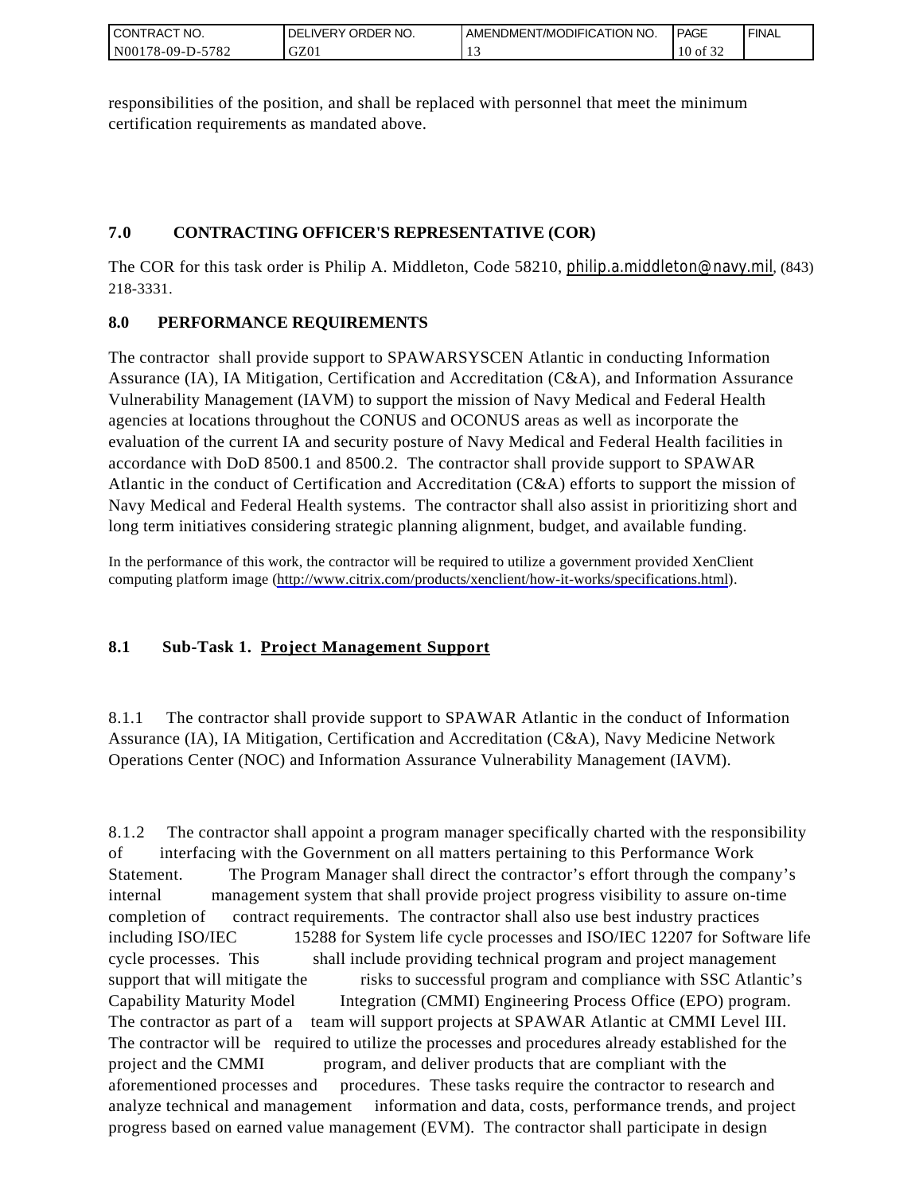responsibilities of the position, and shall be replaced with personnel that meet the minimum certification requirements as mandated above.

## 7.0 CONTRACTING OFFICER'S REPRESENTATIVE (COR)

The COR for this task order is Philip A. Middleton, Code 58210, philip.a.middleton@navy.mil, (843) 218-3331.

## 8.0 PERFORMANCE REQUIREMENTS

The contractor shall provide support to SPAWARSYSCEN Atlantic in conducting Information Assurance (IA), IA Mitigation, Certification and Accreditation (C&A), and Information Assurance Vulnerability Management (IAVM) to support the mission of Navy Medical and Federal Health agencies at locations throughout the CONUS and OCONUS areas as well as incorporate the evaluation of the current IA and security posture of Navy Medical and Federal Health facilities in accordance with DoD 8500.1 and 8500.2. The contractor shall provide support to SPAWAR Atlantic in the conduct of Certification and Accreditation (C&A) efforts to support the mission of Navy Medical and Federal Health systems. The contractor shall also assist in prioritizing short and long term initiatives considering strategic planning alignment, budget, and available funding.

In the performance of this work, the contractor will be required to utilize a government provided XenClient computing platform image (http://www.citrix.com/products/xenclient/how-it-works/specifications.html).

### 8.1 Sub-Task 1. Project Management Support

8.1.1 The contractor shall provide support to SPAWAR Atlantic in the conduct of Information Assurance (IA), IA Mitigation, Certification and Accreditation (C&A), Navy Medicine Network Operations Center (NOC) and Information Assurance Vulnerability Management (IAVM).

8.1.2 The contractor shall appoint a program manager specifically charted with the responsibility of interfacing with the Government on all matters pertaining to this Performance Work Statement. The Program Manager shall direct the contractor's effort through the company's internal management system that shall provide project progress visibility to assure on-time completion of contract requirements. The contractor shall also use best industry practices including ISO/IEC 15288 for System life cycle processes and ISO/IEC 12207 for Software life cycle processes. This shall include providing technical program and project management support that will mitigate the risks to successful program and compliance with SSC Atlantic's Capability Maturity Model Integration (CMMI) Engineering Process Office (EPO) program. The contractor as part of a team will support projects at SPAWAR Atlantic at CMMI Level III. The contractor will be required to utilize the processes and procedures already established for the project and the CMMI program, and deliver products that are compliant with the aforementioned processes and procedures. These tasks require the contractor to research and analyze technical and management information and data, costs, performance trends, and project progress based on earned value management (EVM). The contractor shall participate in design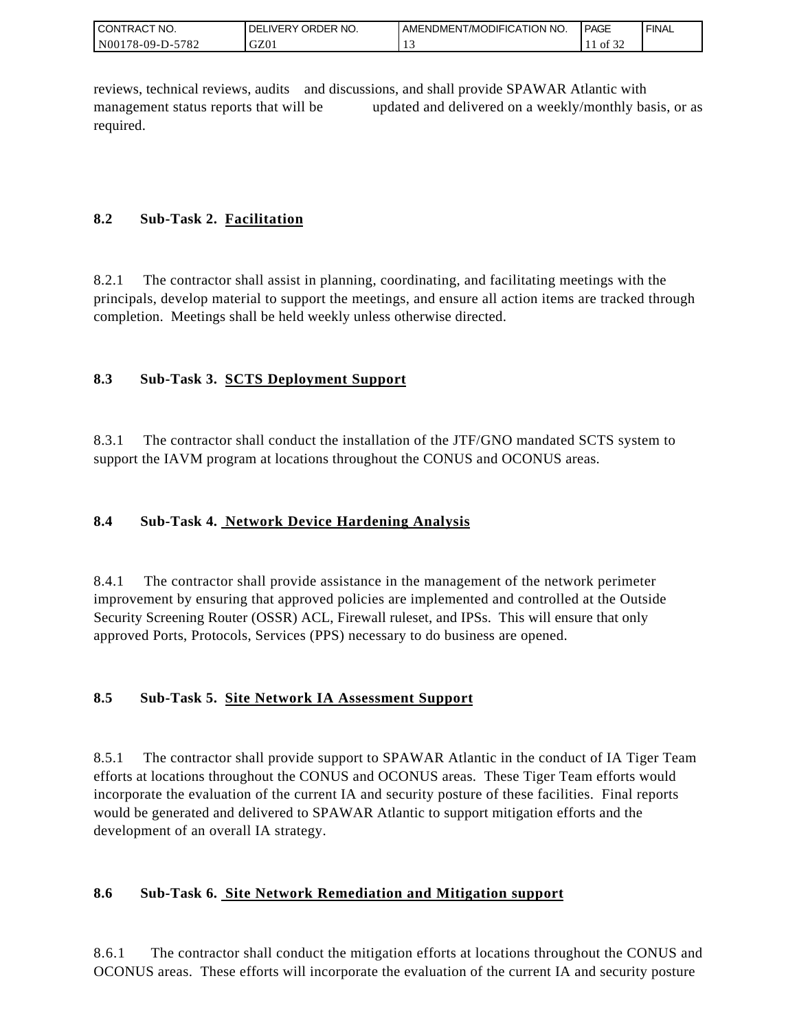reviews, technical reviews, audits and discussions, and shall provide SPAWAR Atlantic with management status reports that will be updated and delivered on a weekly/monthly basis, or as required.

## 8.2 Sub-Task 2. Facilitation

8.2.1 The contractor shall assist in planning, coordinating, and facilitating meetings with the principals, develop material to support the meetings, and ensure all action items are tracked through completion. Meetings shall be held weekly unless otherwise directed.

## 8.3 Sub-Task 3. SCTS Deployment Support

8.3.1 The contractor shall conduct the installation of the JTF/GNO mandated SCTS system to support the IAVM program at locations throughout the CONUS and OCONUS areas.

## 8.4 Sub-Task 4. Network Device Hardening Analysis

8.4.1 The contractor shall provide assistance in the management of the network perimeter improvement by ensuring that approved policies are implemented and controlled at the Outside Security Screening Router (OSSR) ACL, Firewall ruleset, and IPSs. This will ensure that only approved Ports, Protocols, Services (PPS) necessary to do business are opened.

## 8.5 Sub-Task 5. Site Network IA Assessment Support

8.5.1 The contractor shall provide support to SPAWAR Atlantic in the conduct of IA Tiger Team efforts at locations throughout the CONUS and OCONUS areas. These Tiger Team efforts would incorporate the evaluation of the current IA and security posture of these facilities. Final reports would be generated and delivered to SPAWAR Atlantic to support mitigation efforts and the development of an overall IA strategy.

## 8.6 Sub-Task 6. Site Network Remediation and Mitigation support

8.6.1 The contractor shall conduct the mitigation efforts at locations throughout the CONUS and OCONUS areas. These efforts will incorporate the evaluation of the current IA and security posture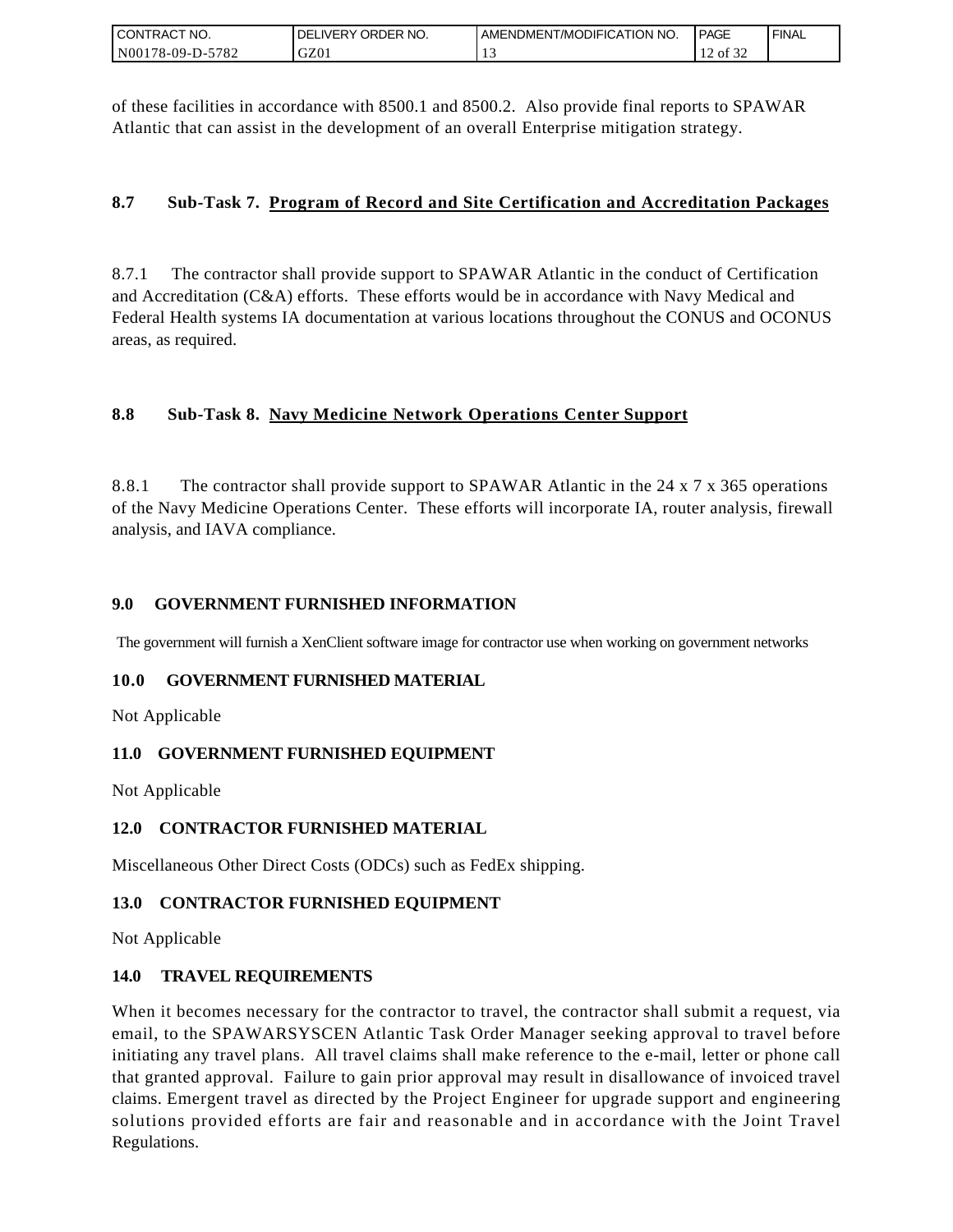of these facilities in accordance with 8500.1 and 8500.2. Also provide final reports to SPAWAR Atlantic that can assist in the development of an overall Enterprise mitigation strategy.

### 8.7 Sub-Task 7. <u>Program of Record and Site Certification and Accreditation Packages</u>

8.7.1 The contractor shall provide support to SPAWAR Atlantic in the conduct of Certification and Accreditation (C&A) efforts. These efforts would be in accordance with Navy Medical and Federal Health systems IA documentation at various locations throughout the CONUS and OCONUS areas, as required.

### 8.8 Sub-Task 8. <u>Navy Medicine Network Operations Center Support</u>

8.8.1 The contractor shall provide support to SPAWAR Atlantic in the 24 x 7 x 365 operations of the Navy Medicine Operations Center. These efforts will incorporate IA, router analysis, firewall analysis, and IAVA compliance.

## 9.0 GOVERNMENT FURNISHED INFORMATION

The government will furnish a XenClient software image for contractor use when working on government networks

## 10.0 GOVERNMENT FURNISHED MATERIAL

Not Applicable

## 11.0 GOVERNMENT FURNISHED EQUIPMENT

Not Applicable

## 12.0 CONTRACTOR FURNISHED MATERIAL

Miscellaneous Other Direct Costs (ODCs) such as FedEx shipping.

## 13.0 CONTRACTOR FURNISHED EQUIPMENT

Not Applicable

## 14.0 TRAVEL REQUIREMENTS

When it becomes necessary for the contractor to travel, the contractor shall submit a request, via email, to the SPAWARSYSCEN Atlantic Task Order Manager seeking approval to travel before initiating any travel plans. All travel claims shall make reference to the e-mail, letter or phone call that granted approval. Failure to gain prior approval may result in disallowance of invoiced travel claims. Emergent travel as directed by the Project Engineer for upgrade support and engineering solutions provided efforts are fair and reasonable and in accordance with the Joint Travel Regulations.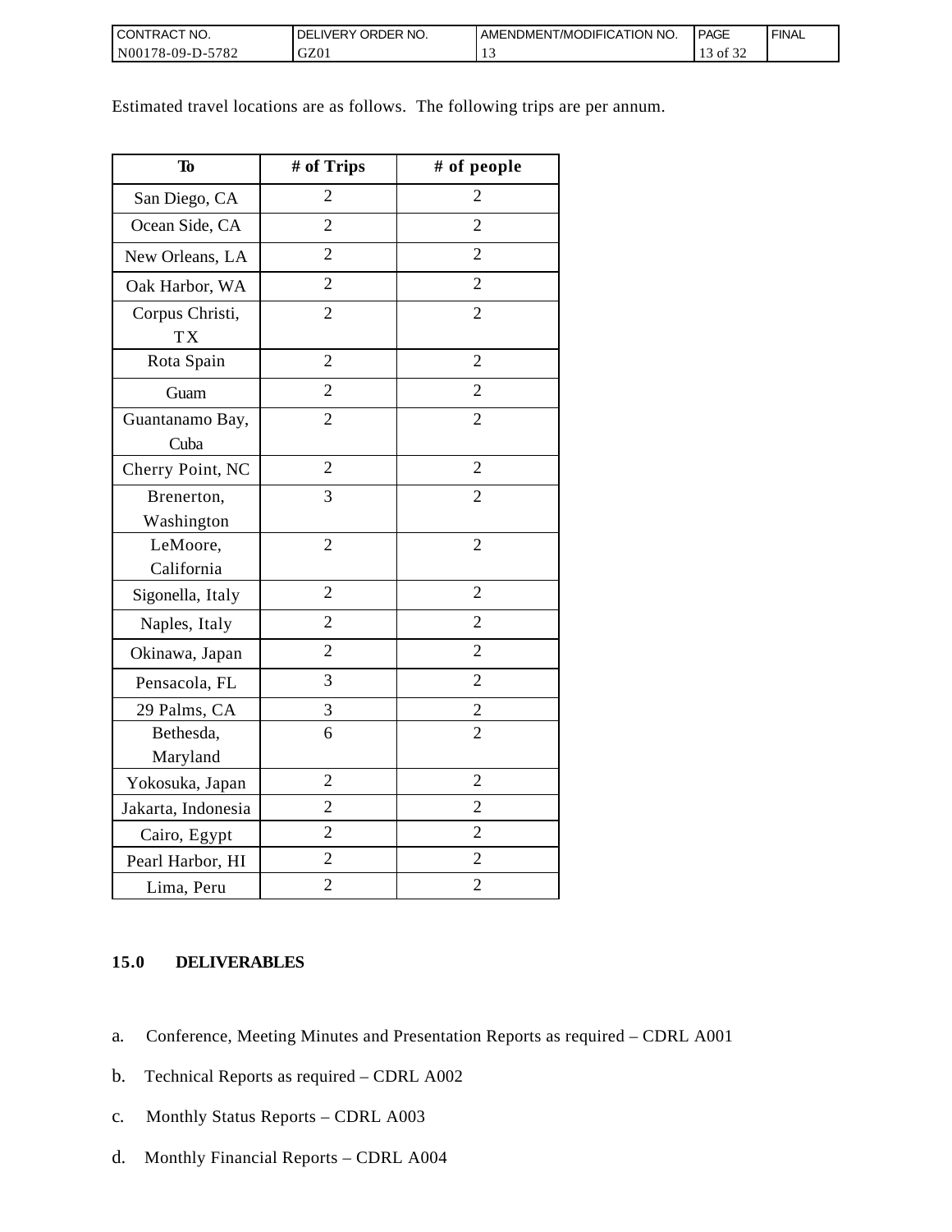Estimated travel locations are as follows. The following trips are per annum.

| To | # of Trips | # of people |
| --- | --- | --- |
| San Diego, CA | 2 | 2 |
| Ocean Side, CA | 2 | 2 |
| New Orleans, LA | 2 | 2 |
| Oak Harbor, WA | 2 | 2 |
| Corpus Christi, TX | 2 | 2 |
| Rota Spain | 2 | 2 |
| Guam | 2 | 2 |
| Guantanamo Bay, Cuba | 2 | 2 |
| Cherry Point, NC | 2 | 2 |
| Brenerton, Washington | 3 | 2 |
| LeMoore, California | 2 | 2 |
| Sigonella, Italy | 2 | 2 |
| Naples, Italy | 2 | 2 |
| Okinawa, Japan | 2 | 2 |
| Pensacola, FL | 3 | 2 |
| 29 Palms, CA | 3 | 2 |
| Bethesda, Maryland | 6 | 2 |
| Yokosuka, Japan | 2 | 2 |
| Jakarta, Indonesia | 2 | 2 |
| Cairo, Egypt | 2 | 2 |
| Pearl Harbor, HI | 2 | 2 |
| Lima, Peru | 2 | 2 |

## 15.0 DELIVERABLES

a. Conference, Meeting Minutes and Presentation Reports as required – CDRL A001

b. Technical Reports as required – CDRL A002

c. Monthly Status Reports – CDRL A003

d. Monthly Financial Reports – CDRL A004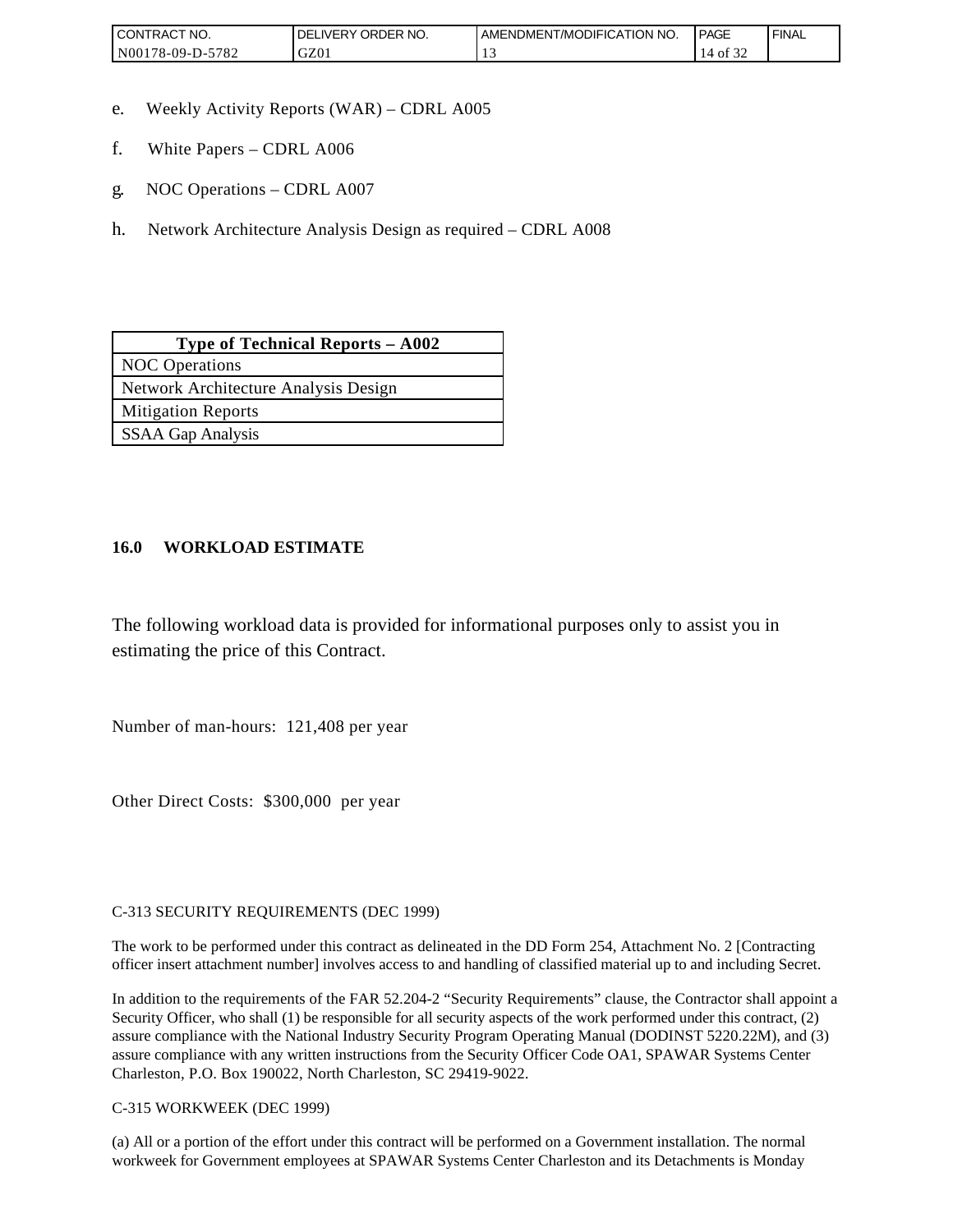e. Weekly Activity Reports (WAR) – CDRL A005

f. White Papers – CDRL A006

g. NOC Operations – CDRL A007

h. Network Architecture Analysis Design as required – CDRL A008

| Type of Technical Reports – A002 |
| --- |
| NOC Operations |
| Network Architecture Analysis Design |
| Mitigation Reports |
| SSAA Gap Analysis |

## 16.0 WORKLOAD ESTIMATE

The following workload data is provided for informational purposes only to assist you in estimating the price of this Contract.

Number of man-hours: 121,408 per year

Other Direct Costs: $300,000 per year

C-313 SECURITY REQUIREMENTS (DEC 1999)

The work to be performed under this contract as delineated in the DD Form 254, Attachment No. 2 [Contracting officer insert attachment number] involves access to and handling of classified material up to and including Secret.

In addition to the requirements of the FAR 52.204-2 "Security Requirements" clause, the Contractor shall appoint a Security Officer, who shall (1) be responsible for all security aspects of the work performed under this contract, (2) assure compliance with the National Industry Security Program Operating Manual (DODINST 5220.22M), and (3) assure compliance with any written instructions from the Security Officer Code OA1, SPAWAR Systems Center Charleston, P.O. Box 190022, North Charleston, SC 29419-9022.

C-315 WORKWEEK (DEC 1999)

(a) All or a portion of the effort under this contract will be performed on a Government installation. The normal workweek for Government employees at SPAWAR Systems Center Charleston and its Detachments is Monday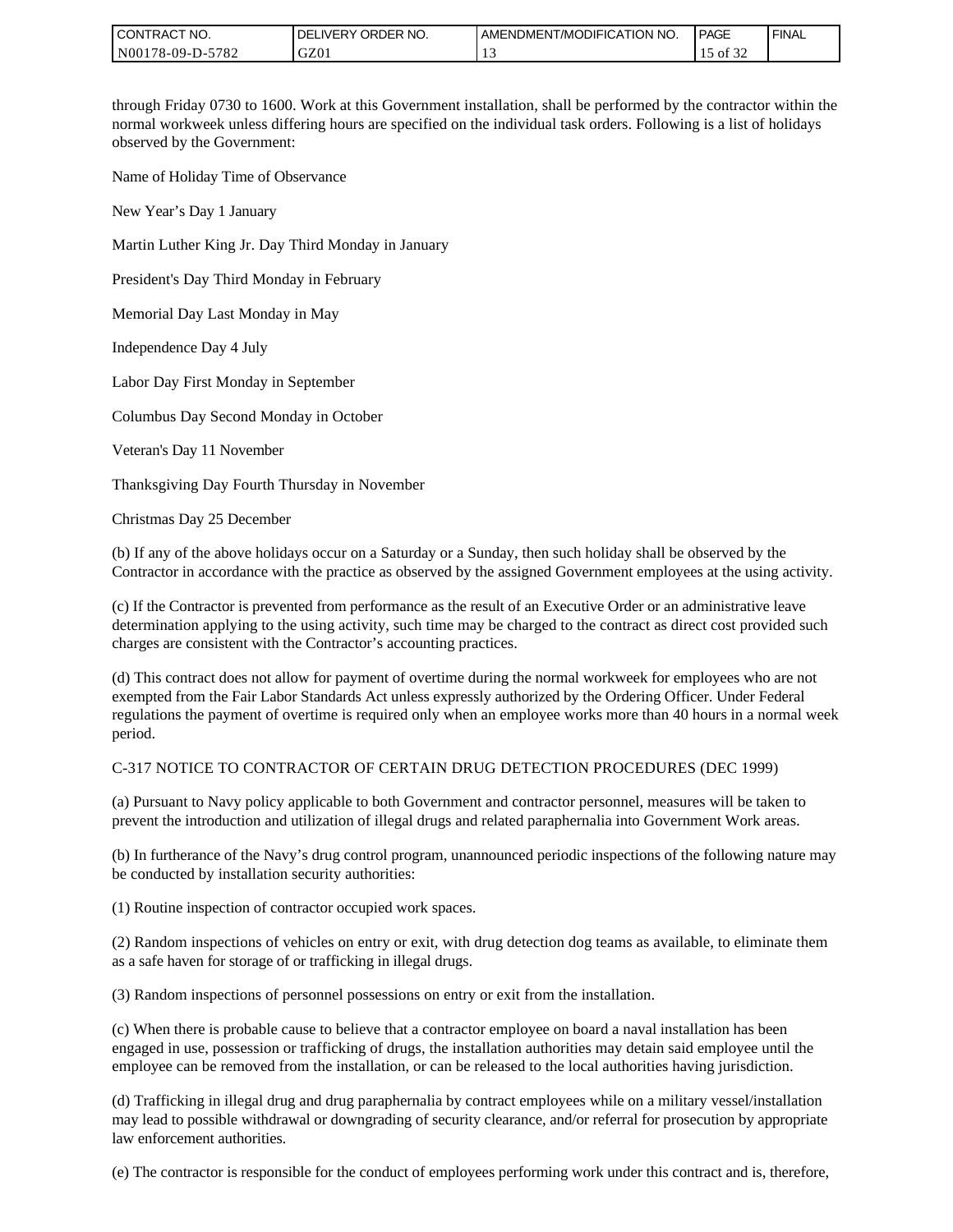through Friday 0730 to 1600. Work at this Government installation, shall be performed by the contractor within the normal workweek unless differing hours are specified on the individual task orders. Following is a list of holidays observed by the Government:

Name of Holiday Time of Observance

New Year's Day 1 January

Martin Luther King Jr. Day Third Monday in January

President's Day Third Monday in February

Memorial Day Last Monday in May

Independence Day 4 July

Labor Day First Monday in September

Columbus Day Second Monday in October

Veteran's Day 11 November

Thanksgiving Day Fourth Thursday in November

Christmas Day 25 December

(b) If any of the above holidays occur on a Saturday or a Sunday, then such holiday shall be observed by the Contractor in accordance with the practice as observed by the assigned Government employees at the using activity.

(c) If the Contractor is prevented from performance as the result of an Executive Order or an administrative leave determination applying to the using activity, such time may be charged to the contract as direct cost provided such charges are consistent with the Contractor's accounting practices.

(d) This contract does not allow for payment of overtime during the normal workweek for employees who are not exempted from the Fair Labor Standards Act unless expressly authorized by the Ordering Officer. Under Federal regulations the payment of overtime is required only when an employee works more than 40 hours in a normal week period.

C-317 NOTICE TO CONTRACTOR OF CERTAIN DRUG DETECTION PROCEDURES (DEC 1999)

(a) Pursuant to Navy policy applicable to both Government and contractor personnel, measures will be taken to prevent the introduction and utilization of illegal drugs and related paraphernalia into Government Work areas.

(b) In furtherance of the Navy's drug control program, unannounced periodic inspections of the following nature may be conducted by installation security authorities:

(1) Routine inspection of contractor occupied work spaces.

(2) Random inspections of vehicles on entry or exit, with drug detection dog teams as available, to eliminate them as a safe haven for storage of or trafficking in illegal drugs.

(3) Random inspections of personnel possessions on entry or exit from the installation.

(c) When there is probable cause to believe that a contractor employee on board a naval installation has been engaged in use, possession or trafficking of drugs, the installation authorities may detain said employee until the employee can be removed from the installation, or can be released to the local authorities having jurisdiction.

(d) Trafficking in illegal drug and drug paraphernalia by contract employees while on a military vessel/installation may lead to possible withdrawal or downgrading of security clearance, and/or referral for prosecution by appropriate law enforcement authorities.

(e) The contractor is responsible for the conduct of employees performing work under this contract and is, therefore,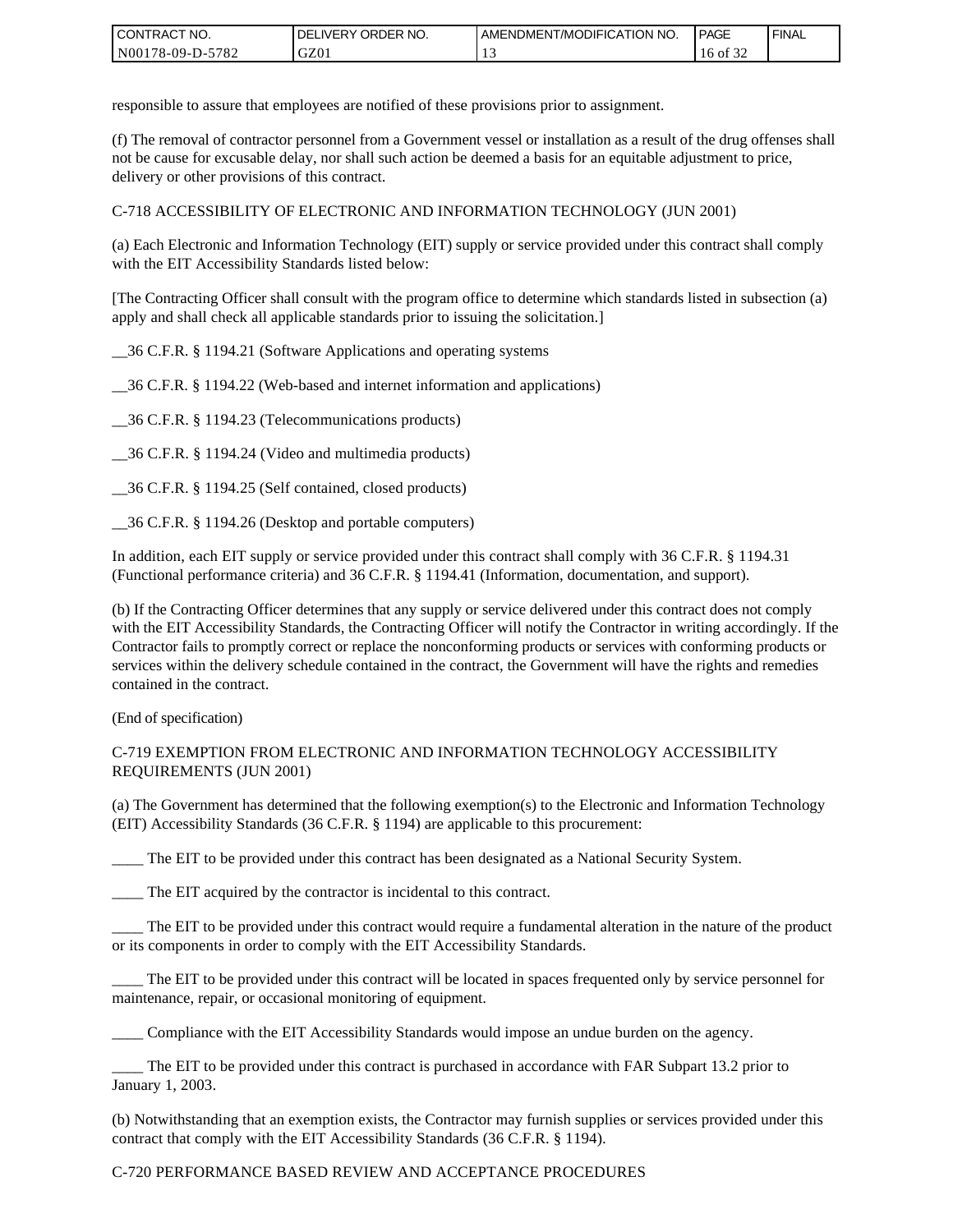responsible to assure that employees are notified of these provisions prior to assignment.

(f) The removal of contractor personnel from a Government vessel or installation as a result of the drug offenses shall not be cause for excusable delay, nor shall such action be deemed a basis for an equitable adjustment to price, delivery or other provisions of this contract.

C-718 ACCESSIBILITY OF ELECTRONIC AND INFORMATION TECHNOLOGY (JUN 2001)

(a) Each Electronic and Information Technology (EIT) supply or service provided under this contract shall comply with the EIT Accessibility Standards listed below:

[The Contracting Officer shall consult with the program office to determine which standards listed in subsection (a) apply and shall check all applicable standards prior to issuing the solicitation.]

__36 C.F.R. § 1194.21 (Software Applications and operating systems

__36 C.F.R. § 1194.22 (Web-based and internet information and applications)

__36 C.F.R. § 1194.23 (Telecommunications products)

__36 C.F.R. § 1194.24 (Video and multimedia products)

__36 C.F.R. § 1194.25 (Self contained, closed products)

__36 C.F.R. § 1194.26 (Desktop and portable computers)

In addition, each EIT supply or service provided under this contract shall comply with 36 C.F.R. § 1194.31 (Functional performance criteria) and 36 C.F.R. § 1194.41 (Information, documentation, and support).

(b) If the Contracting Officer determines that any supply or service delivered under this contract does not comply with the EIT Accessibility Standards, the Contracting Officer will notify the Contractor in writing accordingly. If the Contractor fails to promptly correct or replace the nonconforming products or services with conforming products or services within the delivery schedule contained in the contract, the Government will have the rights and remedies contained in the contract.

(End of specification)

C-719 EXEMPTION FROM ELECTRONIC AND INFORMATION TECHNOLOGY ACCESSIBILITY REQUIREMENTS (JUN 2001)

(a) The Government has determined that the following exemption(s) to the Electronic and Information Technology (EIT) Accessibility Standards (36 C.F.R. § 1194) are applicable to this procurement:

____ The EIT to be provided under this contract has been designated as a National Security System.

____ The EIT acquired by the contractor is incidental to this contract.

____ The EIT to be provided under this contract would require a fundamental alteration in the nature of the product or its components in order to comply with the EIT Accessibility Standards.

____ The EIT to be provided under this contract will be located in spaces frequented only by service personnel for maintenance, repair, or occasional monitoring of equipment.

____ Compliance with the EIT Accessibility Standards would impose an undue burden on the agency.

____ The EIT to be provided under this contract is purchased in accordance with FAR Subpart 13.2 prior to January 1, 2003.

(b) Notwithstanding that an exemption exists, the Contractor may furnish supplies or services provided under this contract that comply with the EIT Accessibility Standards (36 C.F.R. § 1194).

C-720 PERFORMANCE BASED REVIEW AND ACCEPTANCE PROCEDURES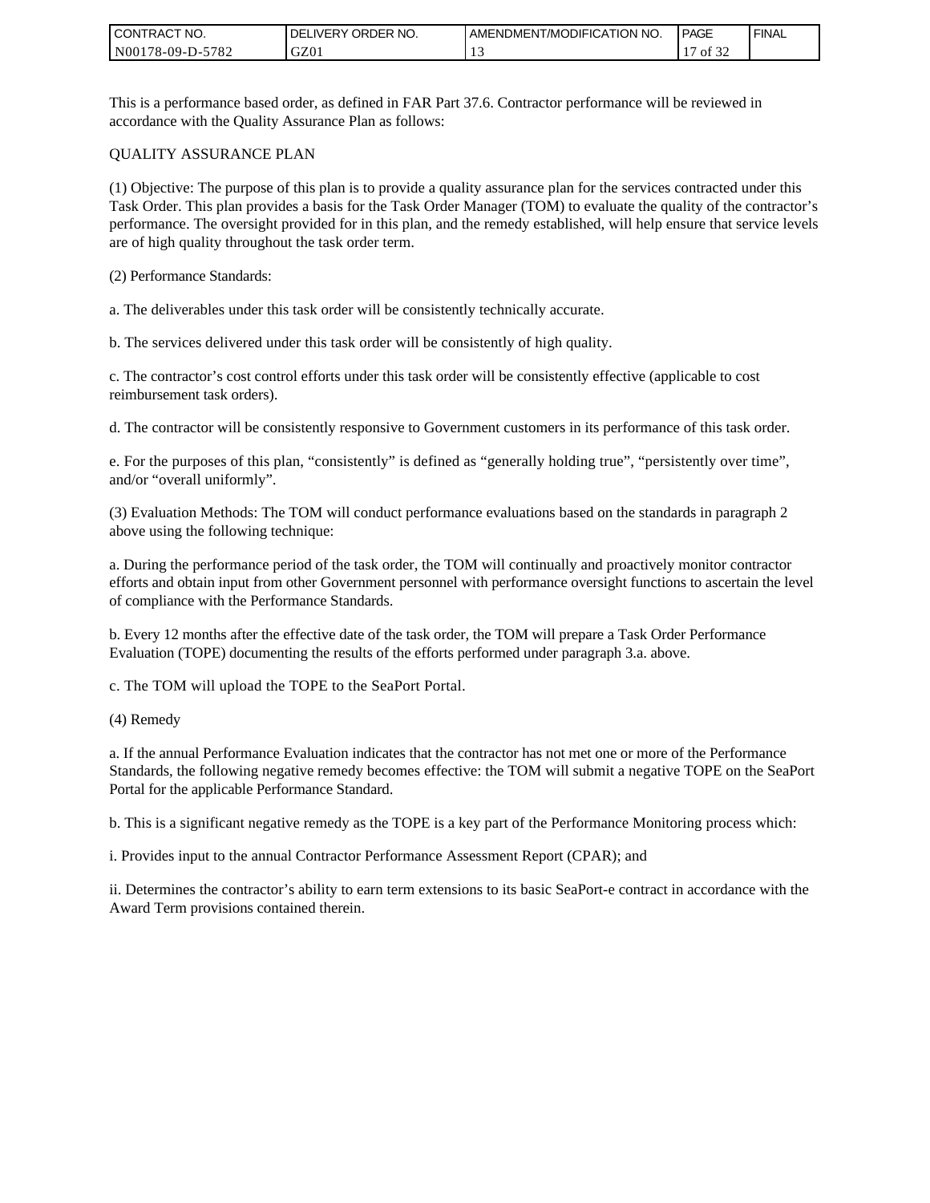This is a performance based order, as defined in FAR Part 37.6. Contractor performance will be reviewed in accordance with the Quality Assurance Plan as follows:

QUALITY ASSURANCE PLAN

(1) Objective: The purpose of this plan is to provide a quality assurance plan for the services contracted under this Task Order. This plan provides a basis for the Task Order Manager (TOM) to evaluate the quality of the contractor's performance. The oversight provided for in this plan, and the remedy established, will help ensure that service levels are of high quality throughout the task order term.

(2) Performance Standards:

a. The deliverables under this task order will be consistently technically accurate.

b. The services delivered under this task order will be consistently of high quality.

c. The contractor's cost control efforts under this task order will be consistently effective (applicable to cost reimbursement task orders).

d. The contractor will be consistently responsive to Government customers in its performance of this task order.

e. For the purposes of this plan, "consistently" is defined as "generally holding true", "persistently over time", and/or "overall uniformly".

(3) Evaluation Methods: The TOM will conduct performance evaluations based on the standards in paragraph 2 above using the following technique:

a. During the performance period of the task order, the TOM will continually and proactively monitor contractor efforts and obtain input from other Government personnel with performance oversight functions to ascertain the level of compliance with the Performance Standards.

b. Every 12 months after the effective date of the task order, the TOM will prepare a Task Order Performance Evaluation (TOPE) documenting the results of the efforts performed under paragraph 3.a. above.

c. The TOM will upload the TOPE to the SeaPort Portal.

(4) Remedy

a. If the annual Performance Evaluation indicates that the contractor has not met one or more of the Performance Standards, the following negative remedy becomes effective: the TOM will submit a negative TOPE on the SeaPort Portal for the applicable Performance Standard.

b. This is a significant negative remedy as the TOPE is a key part of the Performance Monitoring process which:

i. Provides input to the annual Contractor Performance Assessment Report (CPAR); and

ii. Determines the contractor's ability to earn term extensions to its basic SeaPort-e contract in accordance with the Award Term provisions contained therein.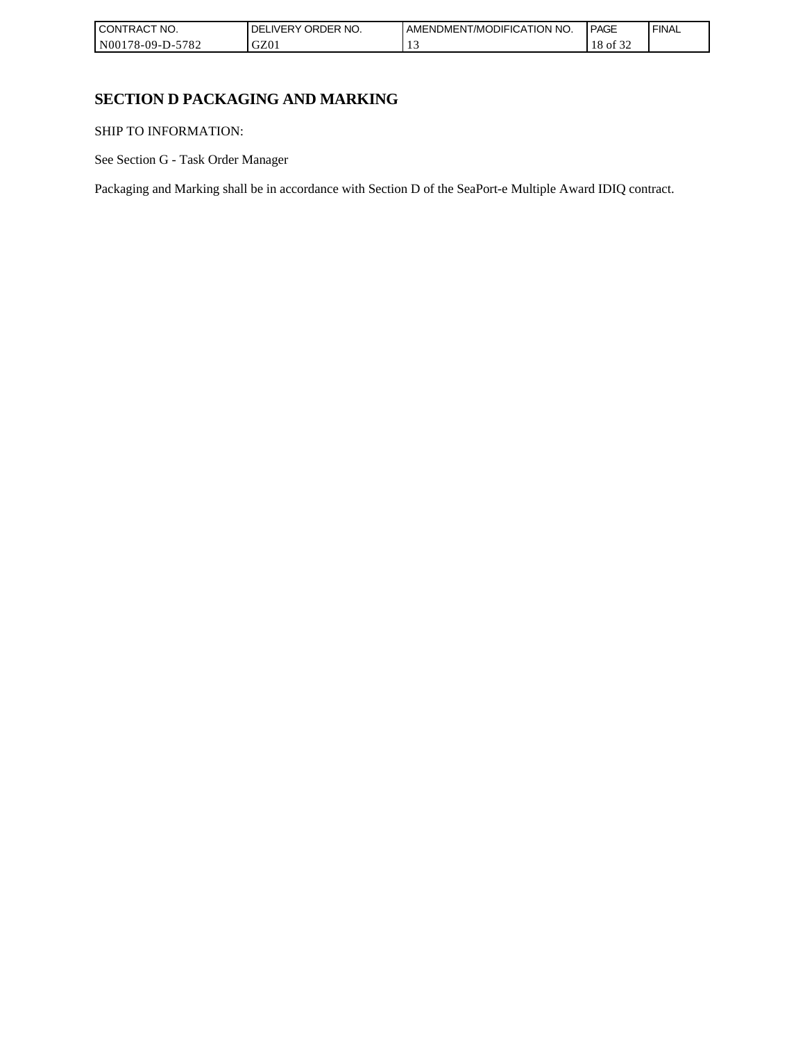# SECTION D PACKAGING AND MARKING

SHIP TO INFORMATION:

See Section G - Task Order Manager

Packaging and Marking shall be in accordance with Section D of the SeaPort-e Multiple Award IDIQ contract.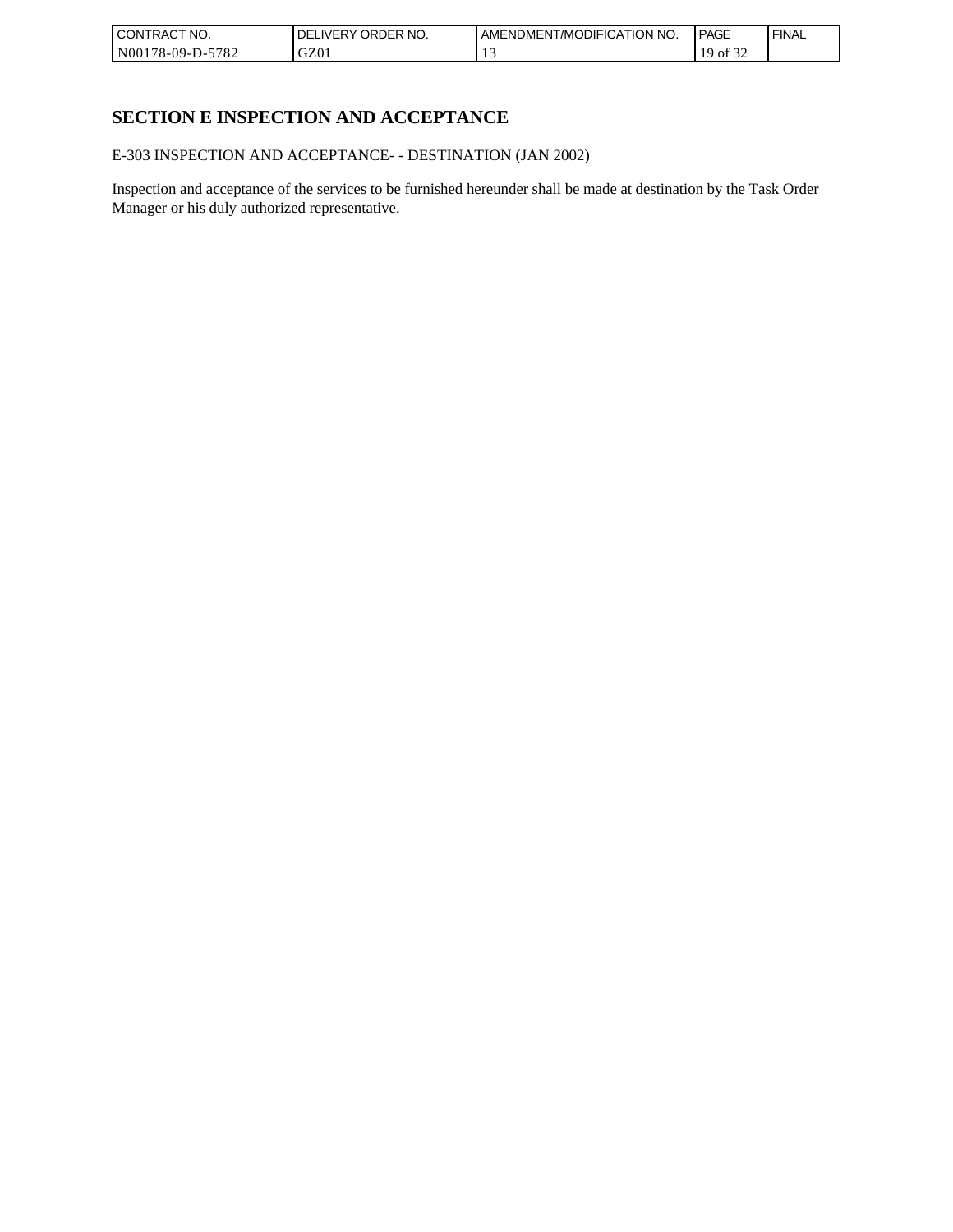# SECTION E INSPECTION AND ACCEPTANCE

E-303 INSPECTION AND ACCEPTANCE- - DESTINATION (JAN 2002)

Inspection and acceptance of the services to be furnished hereunder shall be made at destination by the Task Order Manager or his duly authorized representative.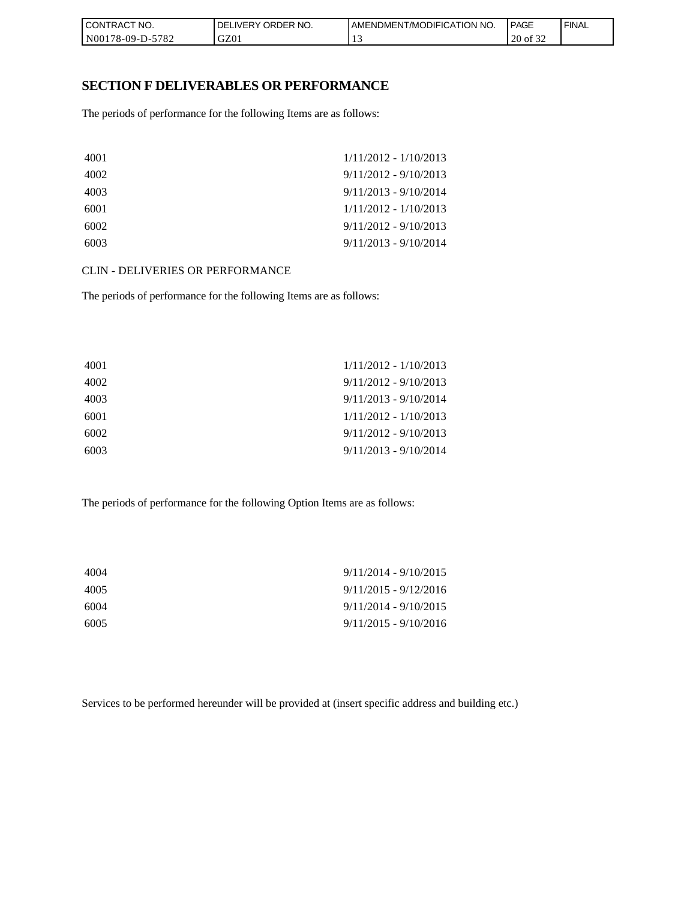## SECTION F DELIVERABLES OR PERFORMANCE

The periods of performance for the following Items are as follows:

| | |
|---|---|
| 4001 | 1/11/2012 - 1/10/2013 |
| 4002 | 9/11/2012 - 9/10/2013 |
| 4003 | 9/11/2013 - 9/10/2014 |
| 6001 | 1/11/2012 - 1/10/2013 |
| 6002 | 9/11/2012 - 9/10/2013 |
| 6003 | 9/11/2013 - 9/10/2014 |

CLIN - DELIVERIES OR PERFORMANCE

The periods of performance for the following Items are as follows:

| | |
|---|---|
| 4001 | 1/11/2012 - 1/10/2013 |
| 4002 | 9/11/2012 - 9/10/2013 |
| 4003 | 9/11/2013 - 9/10/2014 |
| 6001 | 1/11/2012 - 1/10/2013 |
| 6002 | 9/11/2012 - 9/10/2013 |
| 6003 | 9/11/2013 - 9/10/2014 |

The periods of performance for the following Option Items are as follows:

| | |
|---|---|
| 4004 | 9/11/2014 - 9/10/2015 |
| 4005 | 9/11/2015 - 9/12/2016 |
| 6004 | 9/11/2014 - 9/10/2015 |
| 6005 | 9/11/2015 - 9/10/2016 |

Services to be performed hereunder will be provided at (insert specific address and building etc.)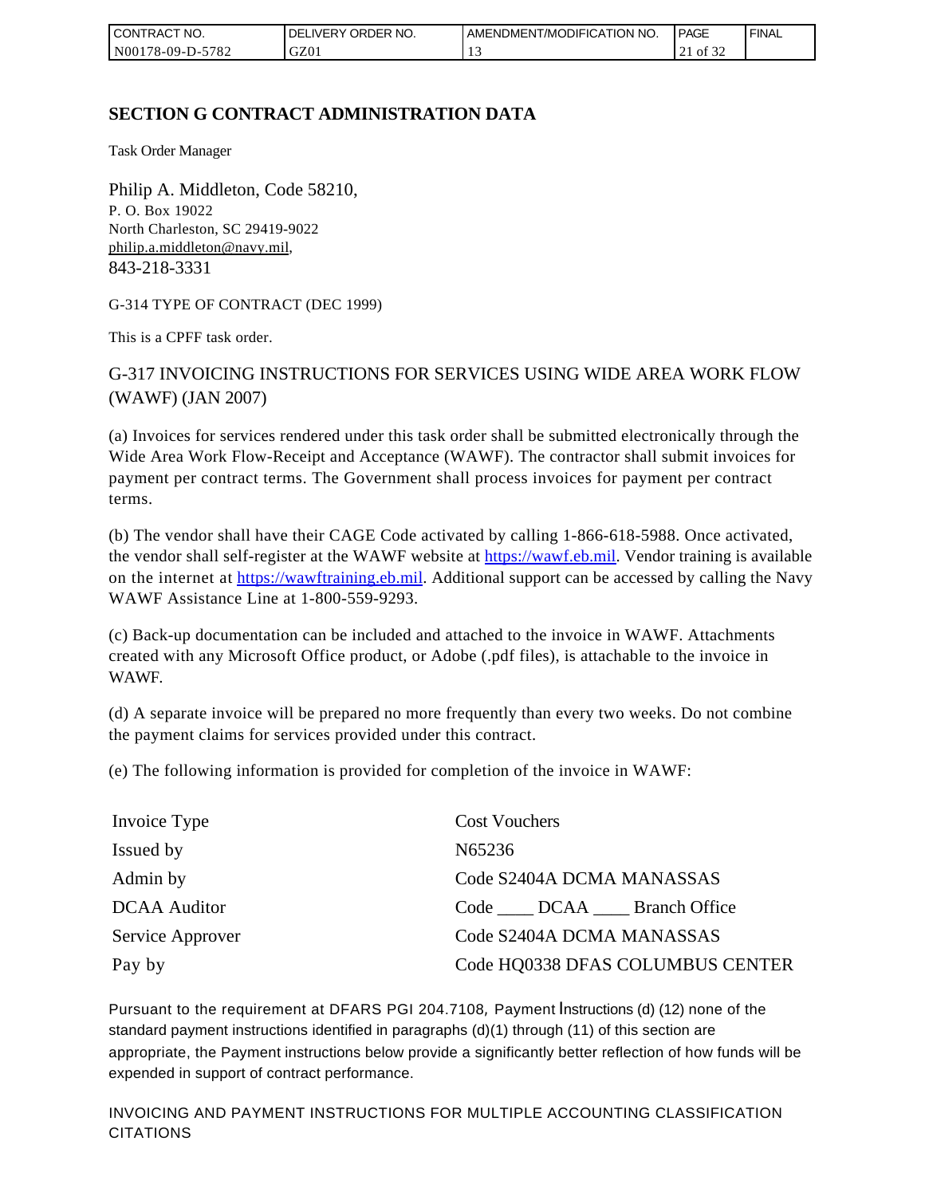## SECTION G CONTRACT ADMINISTRATION DATA

Task Order Manager

Philip A. Middleton, Code 58210,
P. O. Box 19022
North Charleston, SC 29419-9022
philip.a.middleton@navy.mil,
843-218-3331

G-314 TYPE OF CONTRACT (DEC 1999)

This is a CPFF task order.

G-317 INVOICING INSTRUCTIONS FOR SERVICES USING WIDE AREA WORK FLOW (WAWF) (JAN 2007)

(a) Invoices for services rendered under this task order shall be submitted electronically through the Wide Area Work Flow-Receipt and Acceptance (WAWF). The contractor shall submit invoices for payment per contract terms. The Government shall process invoices for payment per contract terms.

(b) The vendor shall have their CAGE Code activated by calling 1-866-618-5988. Once activated, the vendor shall self-register at the WAWF website at https://wawf.eb.mil. Vendor training is available on the internet at https://wawftraining.eb.mil. Additional support can be accessed by calling the Navy WAWF Assistance Line at 1-800-559-9293.

(c) Back-up documentation can be included and attached to the invoice in WAWF. Attachments created with any Microsoft Office product, or Adobe (.pdf files), is attachable to the invoice in WAWF.

(d) A separate invoice will be prepared no more frequently than every two weeks. Do not combine the payment claims for services provided under this contract.

(e) The following information is provided for completion of the invoice in WAWF:

| | |
|---|---|
| Invoice Type | Cost Vouchers |
| Issued by | N65236 |
| Admin by | Code S2404A DCMA MANASSAS |
| DCAA Auditor | Code ____ DCAA ____ Branch Office |
| Service Approver | Code S2404A DCMA MANASSAS |
| Pay by | Code HQ0338 DFAS COLUMBUS CENTER |

Pursuant to the requirement at DFARS PGI 204.7108, Payment Instructions (d) (12) none of the standard payment instructions identified in paragraphs (d)(1) through (11) of this section are appropriate, the Payment instructions below provide a significantly better reflection of how funds will be expended in support of contract performance.

INVOICING AND PAYMENT INSTRUCTIONS FOR MULTIPLE ACCOUNTING CLASSIFICATION CITATIONS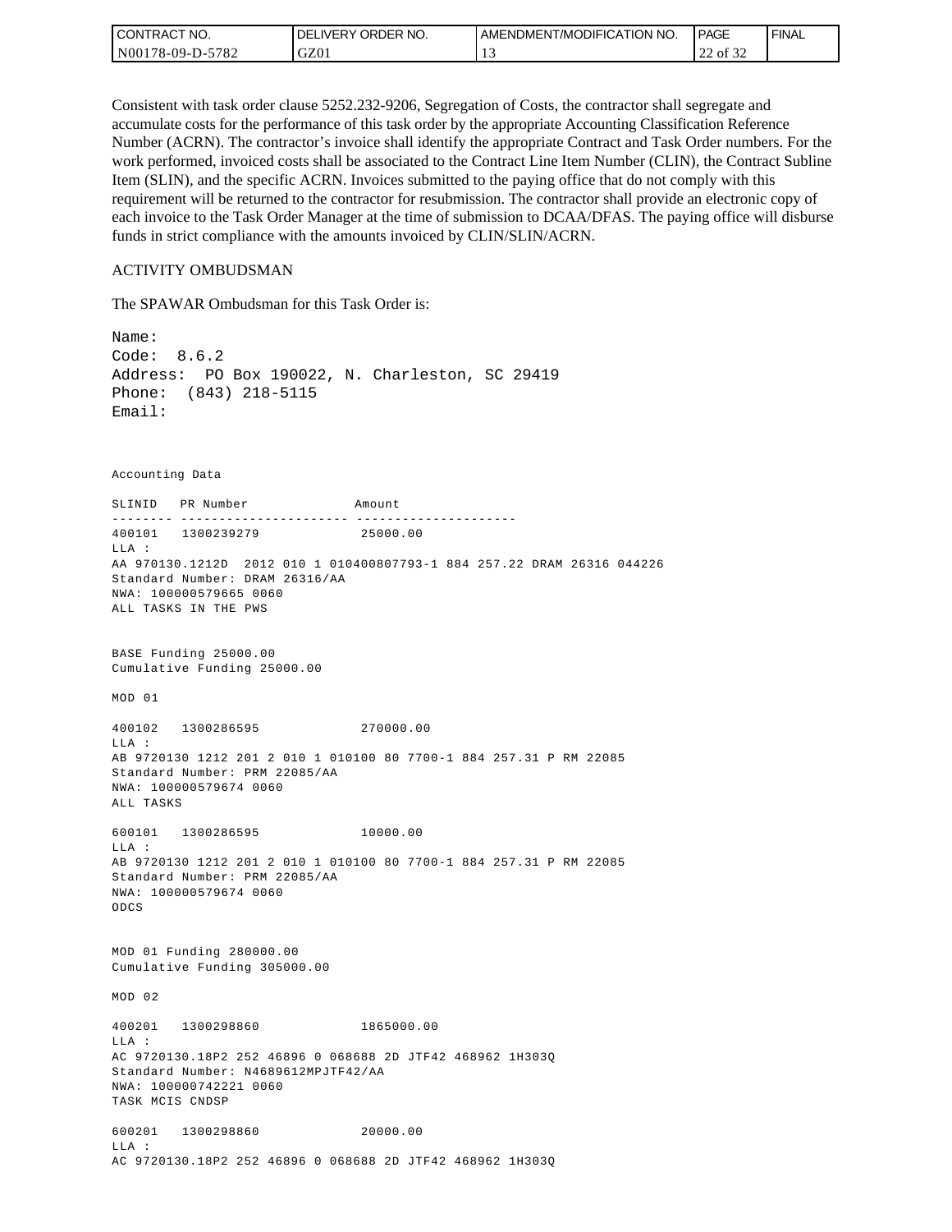Consistent with task order clause 5252.232-9206, Segregation of Costs, the contractor shall segregate and accumulate costs for the performance of this task order by the appropriate Accounting Classification Reference Number (ACRN). The contractor's invoice shall identify the appropriate Contract and Task Order numbers. For the work performed, invoiced costs shall be associated to the Contract Line Item Number (CLIN), the Contract Subline Item (SLIN), and the specific ACRN. Invoices submitted to the paying office that do not comply with this requirement will be returned to the contractor for resubmission. The contractor shall provide an electronic copy of each invoice to the Task Order Manager at the time of submission to DCAA/DFAS. The paying office will disburse funds in strict compliance with the amounts invoiced by CLIN/SLIN/ACRN.

ACTIVITY OMBUDSMAN

The SPAWAR Ombudsman for this Task Order is:

```
Name:
Code:  8.6.2
Address:  PO Box 190022, N. Charleston, SC 29419
Phone:  (843) 218-5115
Email:
```

```
Accounting Data

SLINID   PR Number              Amount
-------- ---------------------- ---------------------
400101   1300239279              25000.00
LLA :
AA 970130.1212D  2012 010 1 010400807793-1 884 257.22 DRAM 26316 044226
Standard Number: DRAM 26316/AA
NWA: 100000579665 0060
ALL TASKS IN THE PWS


BASE Funding 25000.00
Cumulative Funding 25000.00

MOD 01

400102   1300286595              270000.00
LLA :
AB 9720130 1212 201 2 010 1 010100 80 7700-1 884 257.31 P RM 22085
Standard Number: PRM 22085/AA
NWA: 100000579674 0060
ALL TASKS

600101   1300286595              10000.00
LLA :
AB 9720130 1212 201 2 010 1 010100 80 7700-1 884 257.31 P RM 22085
Standard Number: PRM 22085/AA
NWA: 100000579674 0060
ODCS


MOD 01 Funding 280000.00
Cumulative Funding 305000.00

MOD 02

400201   1300298860              1865000.00
LLA :
AC 9720130.18P2 252 46896 0 068688 2D JTF42 468962 1H303Q
Standard Number: N4689612MPJTF42/AA
NWA: 100000742221 0060
TASK MCIS CNDSP

600201   1300298860              20000.00
LLA :
AC 9720130.18P2 252 46896 0 068688 2D JTF42 468962 1H303Q
```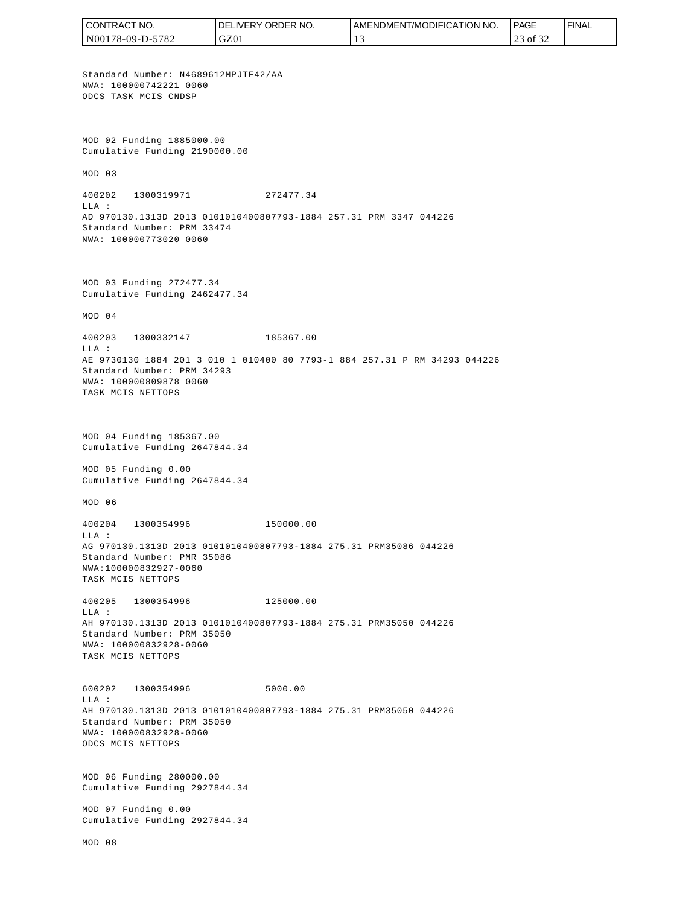Standard Number: N4689612MPJTF42/AA
NWA: 100000742221 0060
ODCS TASK MCIS CNDSP

MOD 02 Funding 1885000.00
Cumulative Funding 2190000.00

MOD 03

400202   1300319971   272477.34
LLA :
AD 970130.1313D 2013 0101010400807793-1884 257.31 PRM 3347 044226
Standard Number: PRM 33474
NWA: 100000773020 0060

MOD 03 Funding 272477.34
Cumulative Funding 2462477.34

MOD 04

400203   1300332147   185367.00
LLA :
AE 9730130 1884 201 3 010 1 010400 80 7793-1 884 257.31 P RM 34293 044226
Standard Number: PRM 34293
NWA: 100000809878 0060
TASK MCIS NETTOPS

MOD 04 Funding 185367.00
Cumulative Funding 2647844.34

MOD 05 Funding 0.00
Cumulative Funding 2647844.34

MOD 06

400204   1300354996   150000.00
LLA :
AG 970130.1313D 2013 0101010400807793-1884 275.31 PRM35086 044226
Standard Number: PMR 35086
NWA:100000832927-0060
TASK MCIS NETTOPS

400205   1300354996   125000.00
LLA :
AH 970130.1313D 2013 0101010400807793-1884 275.31 PRM35050 044226
Standard Number: PRM 35050
NWA: 100000832928-0060
TASK MCIS NETTOPS

600202   1300354996   5000.00
LLA :
AH 970130.1313D 2013 0101010400807793-1884 275.31 PRM35050 044226
Standard Number: PRM 35050
NWA: 100000832928-0060
ODCS MCIS NETTOPS

MOD 06 Funding 280000.00
Cumulative Funding 2927844.34

MOD 07 Funding 0.00
Cumulative Funding 2927844.34

MOD 08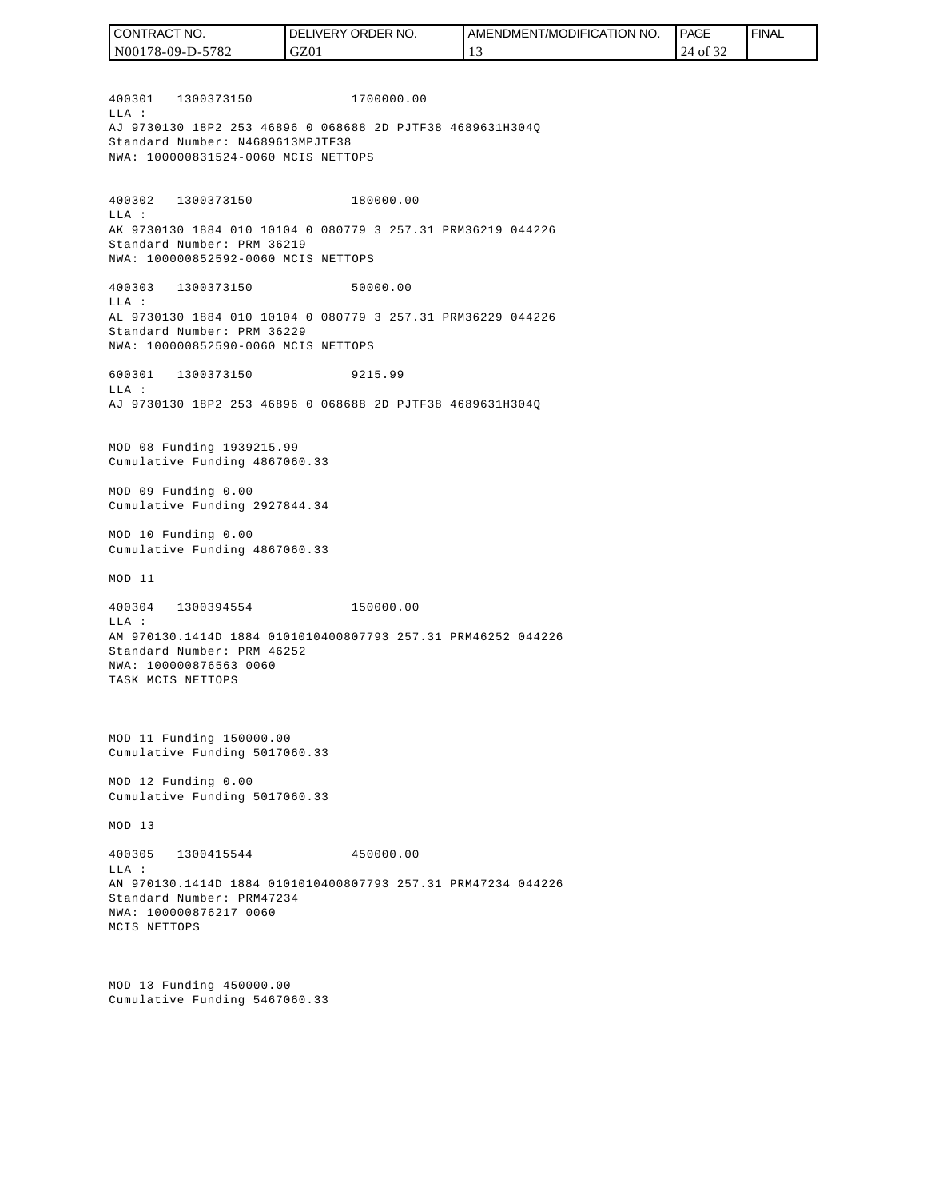400301 1300373150 1700000.00
LLA :
AJ 9730130 18P2 253 46896 0 068688 2D PJTF38 4689631H304Q
Standard Number: N4689613MPJTF38
NWA: 100000831524-0060 MCIS NETTOPS

400302 1300373150 180000.00
LLA :
AK 9730130 1884 010 10104 0 080779 3 257.31 PRM36219 044226
Standard Number: PRM 36219
NWA: 100000852592-0060 MCIS NETTOPS

400303 1300373150 50000.00
LLA :
AL 9730130 1884 010 10104 0 080779 3 257.31 PRM36229 044226
Standard Number: PRM 36229
NWA: 100000852590-0060 MCIS NETTOPS

600301 1300373150 9215.99
LLA :
AJ 9730130 18P2 253 46896 0 068688 2D PJTF38 4689631H304Q

MOD 08 Funding 1939215.99
Cumulative Funding 4867060.33

MOD 09 Funding 0.00
Cumulative Funding 2927844.34

MOD 10 Funding 0.00
Cumulative Funding 4867060.33

MOD 11

400304 1300394554 150000.00
LLA :
AM 970130.1414D 1884 0101010400807793 257.31 PRM46252 044226
Standard Number: PRM 46252
NWA: 100000876563 0060
TASK MCIS NETTOPS

MOD 11 Funding 150000.00
Cumulative Funding 5017060.33

MOD 12 Funding 0.00
Cumulative Funding 5017060.33

MOD 13

400305 1300415544 450000.00
LLA :
AN 970130.1414D 1884 0101010400807793 257.31 PRM47234 044226
Standard Number: PRM47234
NWA: 100000876217 0060
MCIS NETTOPS

MOD 13 Funding 450000.00
Cumulative Funding 5467060.33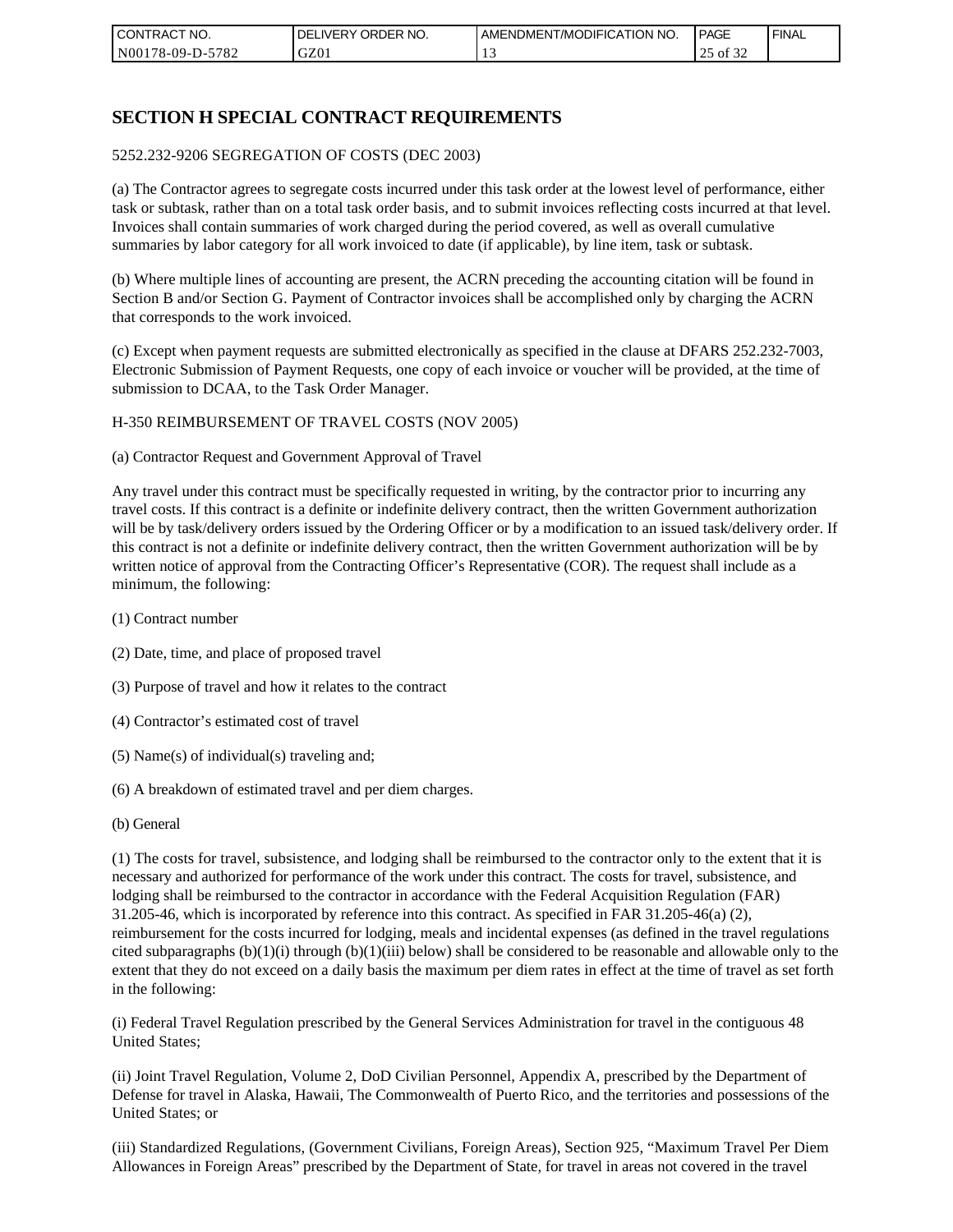## SECTION H SPECIAL CONTRACT REQUIREMENTS

5252.232-9206 SEGREGATION OF COSTS (DEC 2003)

(a) The Contractor agrees to segregate costs incurred under this task order at the lowest level of performance, either task or subtask, rather than on a total task order basis, and to submit invoices reflecting costs incurred at that level. Invoices shall contain summaries of work charged during the period covered, as well as overall cumulative summaries by labor category for all work invoiced to date (if applicable), by line item, task or subtask.

(b) Where multiple lines of accounting are present, the ACRN preceding the accounting citation will be found in Section B and/or Section G. Payment of Contractor invoices shall be accomplished only by charging the ACRN that corresponds to the work invoiced.

(c) Except when payment requests are submitted electronically as specified in the clause at DFARS 252.232-7003, Electronic Submission of Payment Requests, one copy of each invoice or voucher will be provided, at the time of submission to DCAA, to the Task Order Manager.

H-350 REIMBURSEMENT OF TRAVEL COSTS (NOV 2005)

(a) Contractor Request and Government Approval of Travel

Any travel under this contract must be specifically requested in writing, by the contractor prior to incurring any travel costs. If this contract is a definite or indefinite delivery contract, then the written Government authorization will be by task/delivery orders issued by the Ordering Officer or by a modification to an issued task/delivery order. If this contract is not a definite or indefinite delivery contract, then the written Government authorization will be by written notice of approval from the Contracting Officer's Representative (COR). The request shall include as a minimum, the following:

(1) Contract number

(2) Date, time, and place of proposed travel

(3) Purpose of travel and how it relates to the contract

(4) Contractor's estimated cost of travel

(5) Name(s) of individual(s) traveling and;

(6) A breakdown of estimated travel and per diem charges.

(b) General

(1) The costs for travel, subsistence, and lodging shall be reimbursed to the contractor only to the extent that it is necessary and authorized for performance of the work under this contract. The costs for travel, subsistence, and lodging shall be reimbursed to the contractor in accordance with the Federal Acquisition Regulation (FAR) 31.205-46, which is incorporated by reference into this contract. As specified in FAR 31.205-46(a) (2), reimbursement for the costs incurred for lodging, meals and incidental expenses (as defined in the travel regulations cited subparagraphs (b)(1)(i) through (b)(1)(iii) below) shall be considered to be reasonable and allowable only to the extent that they do not exceed on a daily basis the maximum per diem rates in effect at the time of travel as set forth in the following:

(i) Federal Travel Regulation prescribed by the General Services Administration for travel in the contiguous 48 United States;

(ii) Joint Travel Regulation, Volume 2, DoD Civilian Personnel, Appendix A, prescribed by the Department of Defense for travel in Alaska, Hawaii, The Commonwealth of Puerto Rico, and the territories and possessions of the United States; or

(iii) Standardized Regulations, (Government Civilians, Foreign Areas), Section 925, "Maximum Travel Per Diem Allowances in Foreign Areas" prescribed by the Department of State, for travel in areas not covered in the travel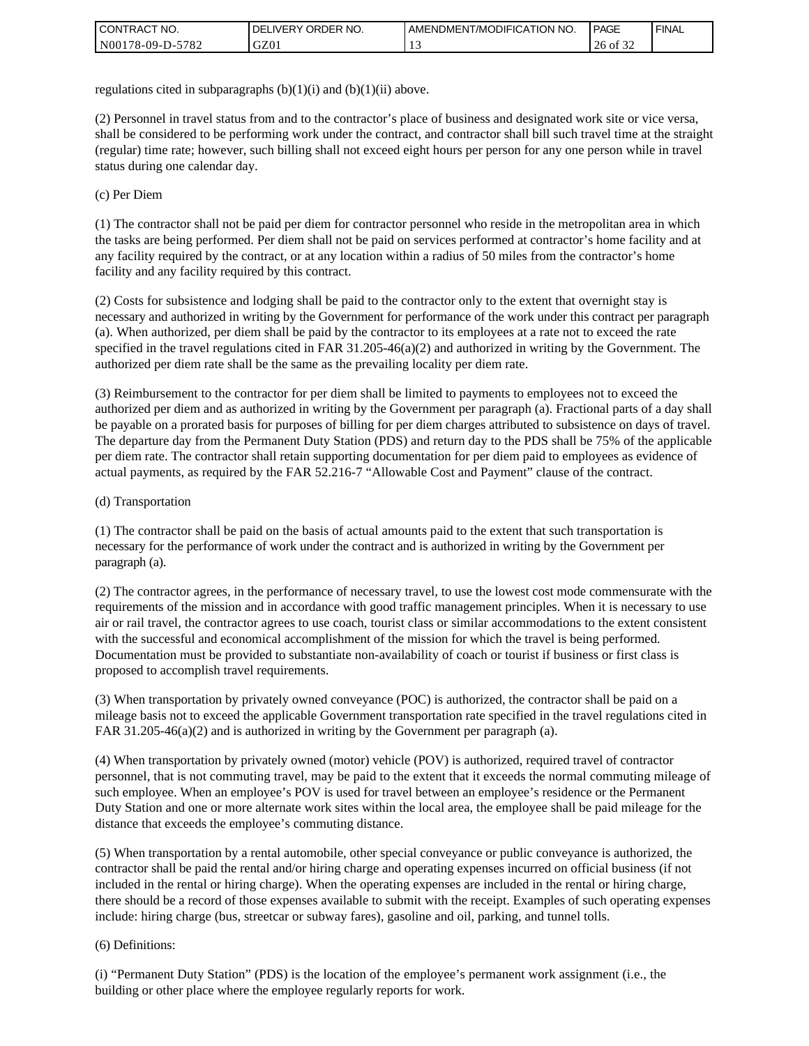regulations cited in subparagraphs (b)(1)(i) and (b)(1)(ii) above.

(2) Personnel in travel status from and to the contractor's place of business and designated work site or vice versa, shall be considered to be performing work under the contract, and contractor shall bill such travel time at the straight (regular) time rate; however, such billing shall not exceed eight hours per person for any one person while in travel status during one calendar day.

(c) Per Diem

(1) The contractor shall not be paid per diem for contractor personnel who reside in the metropolitan area in which the tasks are being performed. Per diem shall not be paid on services performed at contractor's home facility and at any facility required by the contract, or at any location within a radius of 50 miles from the contractor's home facility and any facility required by this contract.

(2) Costs for subsistence and lodging shall be paid to the contractor only to the extent that overnight stay is necessary and authorized in writing by the Government for performance of the work under this contract per paragraph (a). When authorized, per diem shall be paid by the contractor to its employees at a rate not to exceed the rate specified in the travel regulations cited in FAR 31.205-46(a)(2) and authorized in writing by the Government. The authorized per diem rate shall be the same as the prevailing locality per diem rate.

(3) Reimbursement to the contractor for per diem shall be limited to payments to employees not to exceed the authorized per diem and as authorized in writing by the Government per paragraph (a). Fractional parts of a day shall be payable on a prorated basis for purposes of billing for per diem charges attributed to subsistence on days of travel. The departure day from the Permanent Duty Station (PDS) and return day to the PDS shall be 75% of the applicable per diem rate. The contractor shall retain supporting documentation for per diem paid to employees as evidence of actual payments, as required by the FAR 52.216-7 "Allowable Cost and Payment" clause of the contract.

(d) Transportation

(1) The contractor shall be paid on the basis of actual amounts paid to the extent that such transportation is necessary for the performance of work under the contract and is authorized in writing by the Government per paragraph (a).

(2) The contractor agrees, in the performance of necessary travel, to use the lowest cost mode commensurate with the requirements of the mission and in accordance with good traffic management principles. When it is necessary to use air or rail travel, the contractor agrees to use coach, tourist class or similar accommodations to the extent consistent with the successful and economical accomplishment of the mission for which the travel is being performed. Documentation must be provided to substantiate non-availability of coach or tourist if business or first class is proposed to accomplish travel requirements.

(3) When transportation by privately owned conveyance (POC) is authorized, the contractor shall be paid on a mileage basis not to exceed the applicable Government transportation rate specified in the travel regulations cited in FAR 31.205-46(a)(2) and is authorized in writing by the Government per paragraph (a).

(4) When transportation by privately owned (motor) vehicle (POV) is authorized, required travel of contractor personnel, that is not commuting travel, may be paid to the extent that it exceeds the normal commuting mileage of such employee. When an employee's POV is used for travel between an employee's residence or the Permanent Duty Station and one or more alternate work sites within the local area, the employee shall be paid mileage for the distance that exceeds the employee's commuting distance.

(5) When transportation by a rental automobile, other special conveyance or public conveyance is authorized, the contractor shall be paid the rental and/or hiring charge and operating expenses incurred on official business (if not included in the rental or hiring charge). When the operating expenses are included in the rental or hiring charge, there should be a record of those expenses available to submit with the receipt. Examples of such operating expenses include: hiring charge (bus, streetcar or subway fares), gasoline and oil, parking, and tunnel tolls.

(6) Definitions:

(i) "Permanent Duty Station" (PDS) is the location of the employee's permanent work assignment (i.e., the building or other place where the employee regularly reports for work.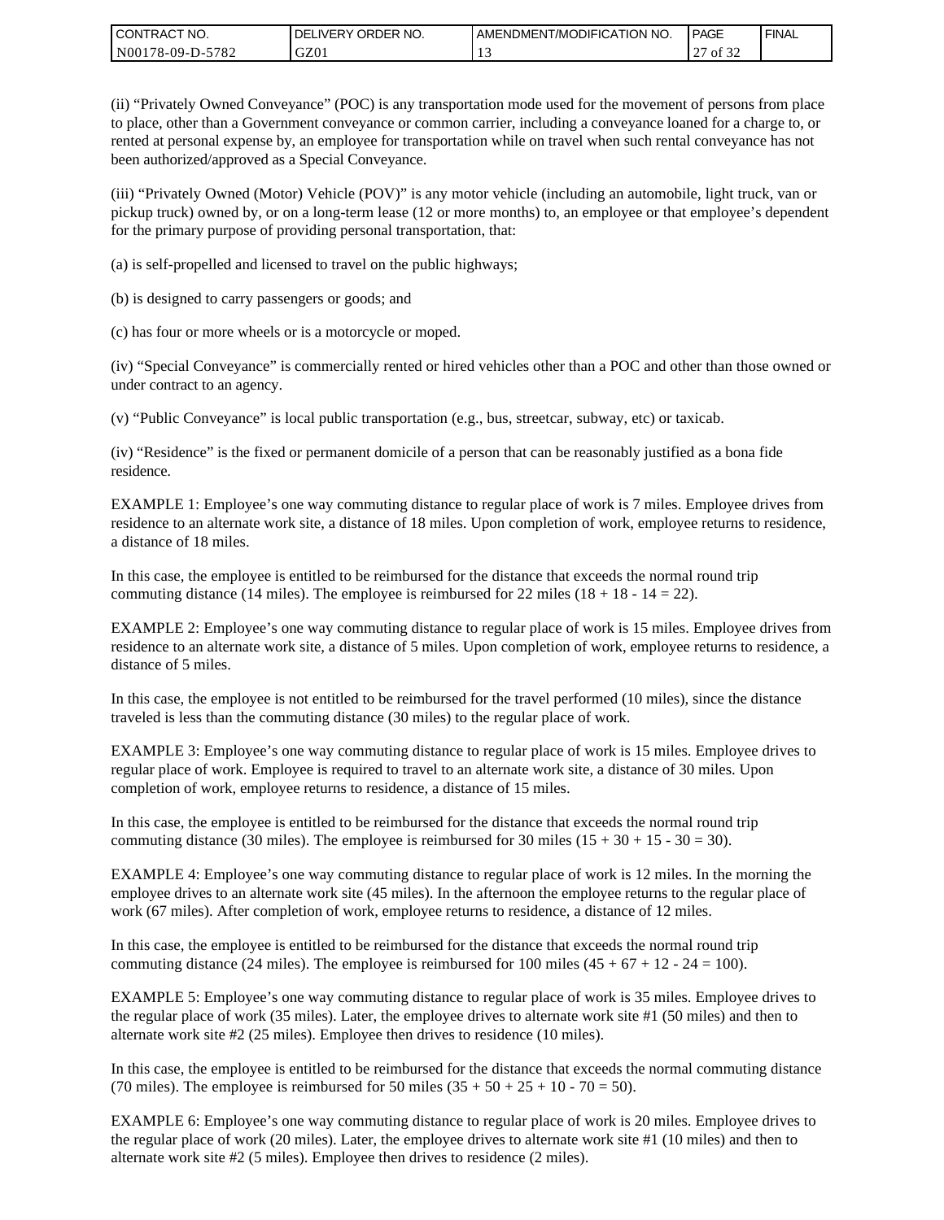(ii) “Privately Owned Conveyance” (POC) is any transportation mode used for the movement of persons from place to place, other than a Government conveyance or common carrier, including a conveyance loaned for a charge to, or rented at personal expense by, an employee for transportation while on travel when such rental conveyance has not been authorized/approved as a Special Conveyance.

(iii) “Privately Owned (Motor) Vehicle (POV)” is any motor vehicle (including an automobile, light truck, van or pickup truck) owned by, or on a long-term lease (12 or more months) to, an employee or that employee’s dependent for the primary purpose of providing personal transportation, that:

(a) is self-propelled and licensed to travel on the public highways;

(b) is designed to carry passengers or goods; and

(c) has four or more wheels or is a motorcycle or moped.

(iv) “Special Conveyance” is commercially rented or hired vehicles other than a POC and other than those owned or under contract to an agency.

(v) “Public Conveyance” is local public transportation (e.g., bus, streetcar, subway, etc) or taxicab.

(iv) “Residence” is the fixed or permanent domicile of a person that can be reasonably justified as a bona fide residence.

EXAMPLE 1: Employee’s one way commuting distance to regular place of work is 7 miles. Employee drives from residence to an alternate work site, a distance of 18 miles. Upon completion of work, employee returns to residence, a distance of 18 miles.

In this case, the employee is entitled to be reimbursed for the distance that exceeds the normal round trip commuting distance (14 miles). The employee is reimbursed for 22 miles (18 + 18 - 14 = 22).

EXAMPLE 2: Employee’s one way commuting distance to regular place of work is 15 miles. Employee drives from residence to an alternate work site, a distance of 5 miles. Upon completion of work, employee returns to residence, a distance of 5 miles.

In this case, the employee is not entitled to be reimbursed for the travel performed (10 miles), since the distance traveled is less than the commuting distance (30 miles) to the regular place of work.

EXAMPLE 3: Employee’s one way commuting distance to regular place of work is 15 miles. Employee drives to regular place of work. Employee is required to travel to an alternate work site, a distance of 30 miles. Upon completion of work, employee returns to residence, a distance of 15 miles.

In this case, the employee is entitled to be reimbursed for the distance that exceeds the normal round trip commuting distance (30 miles). The employee is reimbursed for 30 miles (15 + 30 + 15 - 30 = 30).

EXAMPLE 4: Employee’s one way commuting distance to regular place of work is 12 miles. In the morning the employee drives to an alternate work site (45 miles). In the afternoon the employee returns to the regular place of work (67 miles). After completion of work, employee returns to residence, a distance of 12 miles.

In this case, the employee is entitled to be reimbursed for the distance that exceeds the normal round trip commuting distance (24 miles). The employee is reimbursed for 100 miles (45 + 67 + 12 - 24 = 100).

EXAMPLE 5: Employee’s one way commuting distance to regular place of work is 35 miles. Employee drives to the regular place of work (35 miles). Later, the employee drives to alternate work site #1 (50 miles) and then to alternate work site #2 (25 miles). Employee then drives to residence (10 miles).

In this case, the employee is entitled to be reimbursed for the distance that exceeds the normal commuting distance (70 miles). The employee is reimbursed for 50 miles (35 + 50 + 25 + 10 - 70 = 50).

EXAMPLE 6: Employee’s one way commuting distance to regular place of work is 20 miles. Employee drives to the regular place of work (20 miles). Later, the employee drives to alternate work site #1 (10 miles) and then to alternate work site #2 (5 miles). Employee then drives to residence (2 miles).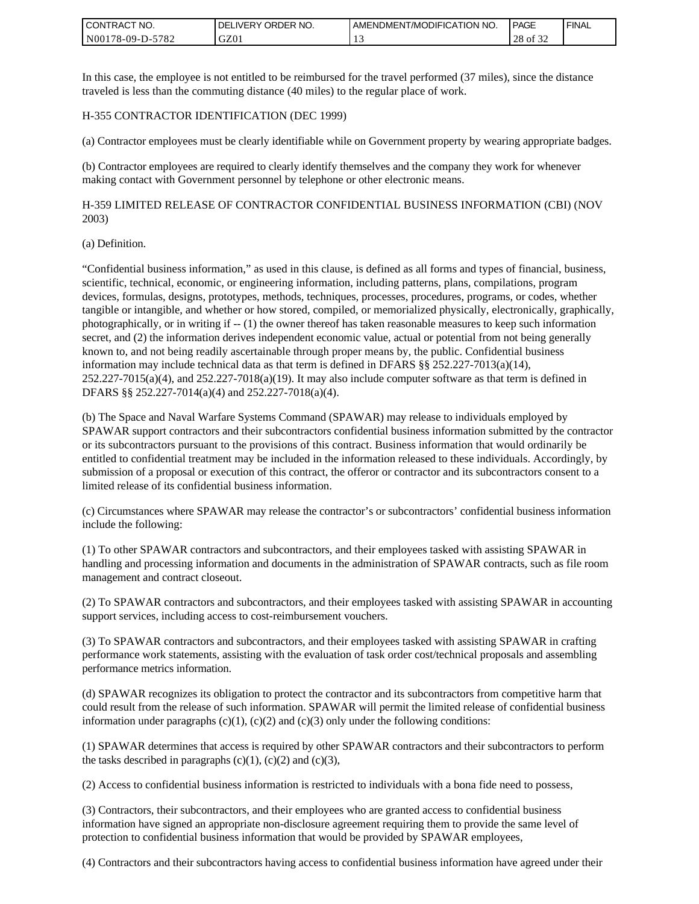In this case, the employee is not entitled to be reimbursed for the travel performed (37 miles), since the distance traveled is less than the commuting distance (40 miles) to the regular place of work.

H-355 CONTRACTOR IDENTIFICATION (DEC 1999)

(a) Contractor employees must be clearly identifiable while on Government property by wearing appropriate badges.

(b) Contractor employees are required to clearly identify themselves and the company they work for whenever making contact with Government personnel by telephone or other electronic means.

H-359 LIMITED RELEASE OF CONTRACTOR CONFIDENTIAL BUSINESS INFORMATION (CBI) (NOV 2003)

(a) Definition.

“Confidential business information,” as used in this clause, is defined as all forms and types of financial, business, scientific, technical, economic, or engineering information, including patterns, plans, compilations, program devices, formulas, designs, prototypes, methods, techniques, processes, procedures, programs, or codes, whether tangible or intangible, and whether or how stored, compiled, or memorialized physically, electronically, graphically, photographically, or in writing if -- (1) the owner thereof has taken reasonable measures to keep such information secret, and (2) the information derives independent economic value, actual or potential from not being generally known to, and not being readily ascertainable through proper means by, the public. Confidential business information may include technical data as that term is defined in DFARS §§ 252.227-7013(a)(14), 252.227-7015(a)(4), and 252.227-7018(a)(19). It may also include computer software as that term is defined in DFARS §§ 252.227-7014(a)(4) and 252.227-7018(a)(4).

(b) The Space and Naval Warfare Systems Command (SPAWAR) may release to individuals employed by SPAWAR support contractors and their subcontractors confidential business information submitted by the contractor or its subcontractors pursuant to the provisions of this contract. Business information that would ordinarily be entitled to confidential treatment may be included in the information released to these individuals. Accordingly, by submission of a proposal or execution of this contract, the offeror or contractor and its subcontractors consent to a limited release of its confidential business information.

(c) Circumstances where SPAWAR may release the contractor’s or subcontractors’ confidential business information include the following:

(1) To other SPAWAR contractors and subcontractors, and their employees tasked with assisting SPAWAR in handling and processing information and documents in the administration of SPAWAR contracts, such as file room management and contract closeout.

(2) To SPAWAR contractors and subcontractors, and their employees tasked with assisting SPAWAR in accounting support services, including access to cost-reimbursement vouchers.

(3) To SPAWAR contractors and subcontractors, and their employees tasked with assisting SPAWAR in crafting performance work statements, assisting with the evaluation of task order cost/technical proposals and assembling performance metrics information.

(d) SPAWAR recognizes its obligation to protect the contractor and its subcontractors from competitive harm that could result from the release of such information. SPAWAR will permit the limited release of confidential business information under paragraphs (c)(1), (c)(2) and (c)(3) only under the following conditions:

(1) SPAWAR determines that access is required by other SPAWAR contractors and their subcontractors to perform the tasks described in paragraphs (c)(1), (c)(2) and (c)(3),

(2) Access to confidential business information is restricted to individuals with a bona fide need to possess,

(3) Contractors, their subcontractors, and their employees who are granted access to confidential business information have signed an appropriate non-disclosure agreement requiring them to provide the same level of protection to confidential business information that would be provided by SPAWAR employees,

(4) Contractors and their subcontractors having access to confidential business information have agreed under their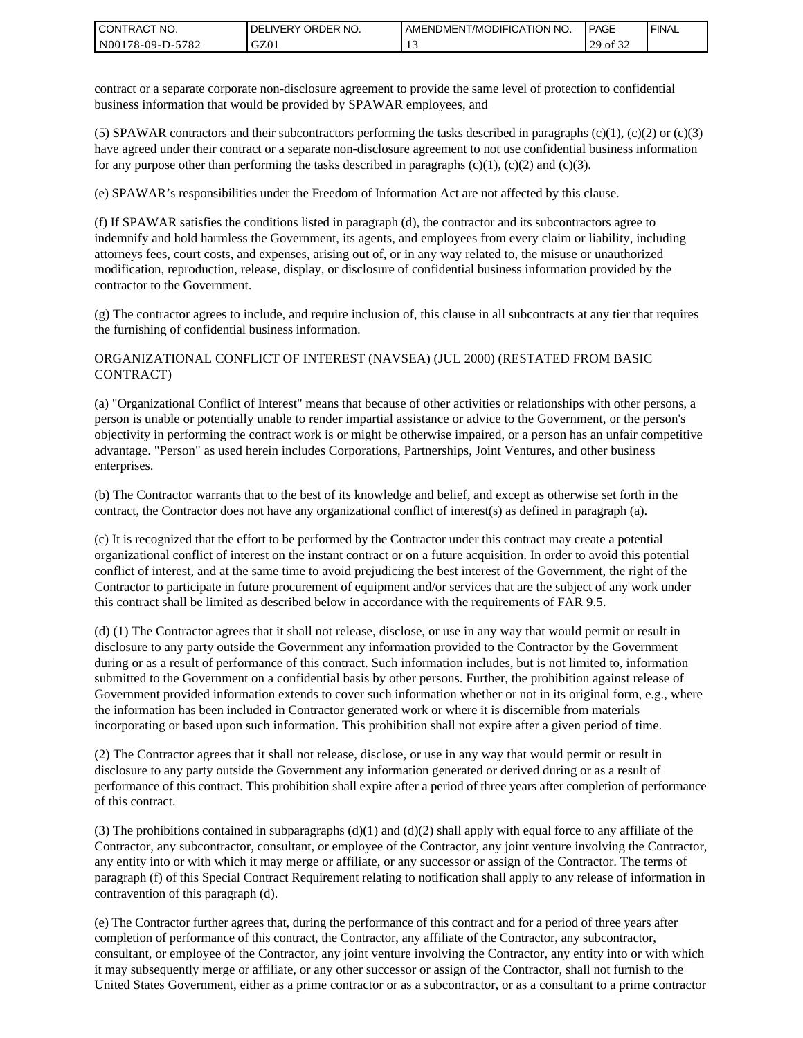contract or a separate corporate non-disclosure agreement to provide the same level of protection to confidential business information that would be provided by SPAWAR employees, and

(5) SPAWAR contractors and their subcontractors performing the tasks described in paragraphs (c)(1), (c)(2) or (c)(3) have agreed under their contract or a separate non-disclosure agreement to not use confidential business information for any purpose other than performing the tasks described in paragraphs (c)(1), (c)(2) and (c)(3).

(e) SPAWAR's responsibilities under the Freedom of Information Act are not affected by this clause.

(f) If SPAWAR satisfies the conditions listed in paragraph (d), the contractor and its subcontractors agree to indemnify and hold harmless the Government, its agents, and employees from every claim or liability, including attorneys fees, court costs, and expenses, arising out of, or in any way related to, the misuse or unauthorized modification, reproduction, release, display, or disclosure of confidential business information provided by the contractor to the Government.

(g) The contractor agrees to include, and require inclusion of, this clause in all subcontracts at any tier that requires the furnishing of confidential business information.

ORGANIZATIONAL CONFLICT OF INTEREST (NAVSEA) (JUL 2000) (RESTATED FROM BASIC CONTRACT)

(a) "Organizational Conflict of Interest" means that because of other activities or relationships with other persons, a person is unable or potentially unable to render impartial assistance or advice to the Government, or the person's objectivity in performing the contract work is or might be otherwise impaired, or a person has an unfair competitive advantage. "Person" as used herein includes Corporations, Partnerships, Joint Ventures, and other business enterprises.

(b) The Contractor warrants that to the best of its knowledge and belief, and except as otherwise set forth in the contract, the Contractor does not have any organizational conflict of interest(s) as defined in paragraph (a).

(c) It is recognized that the effort to be performed by the Contractor under this contract may create a potential organizational conflict of interest on the instant contract or on a future acquisition. In order to avoid this potential conflict of interest, and at the same time to avoid prejudicing the best interest of the Government, the right of the Contractor to participate in future procurement of equipment and/or services that are the subject of any work under this contract shall be limited as described below in accordance with the requirements of FAR 9.5.

(d) (1) The Contractor agrees that it shall not release, disclose, or use in any way that would permit or result in disclosure to any party outside the Government any information provided to the Contractor by the Government during or as a result of performance of this contract. Such information includes, but is not limited to, information submitted to the Government on a confidential basis by other persons. Further, the prohibition against release of Government provided information extends to cover such information whether or not in its original form, e.g., where the information has been included in Contractor generated work or where it is discernible from materials incorporating or based upon such information. This prohibition shall not expire after a given period of time.

(2) The Contractor agrees that it shall not release, disclose, or use in any way that would permit or result in disclosure to any party outside the Government any information generated or derived during or as a result of performance of this contract. This prohibition shall expire after a period of three years after completion of performance of this contract.

(3) The prohibitions contained in subparagraphs (d)(1) and (d)(2) shall apply with equal force to any affiliate of the Contractor, any subcontractor, consultant, or employee of the Contractor, any joint venture involving the Contractor, any entity into or with which it may merge or affiliate, or any successor or assign of the Contractor. The terms of paragraph (f) of this Special Contract Requirement relating to notification shall apply to any release of information in contravention of this paragraph (d).

(e) The Contractor further agrees that, during the performance of this contract and for a period of three years after completion of performance of this contract, the Contractor, any affiliate of the Contractor, any subcontractor, consultant, or employee of the Contractor, any joint venture involving the Contractor, any entity into or with which it may subsequently merge or affiliate, or any other successor or assign of the Contractor, shall not furnish to the United States Government, either as a prime contractor or as a subcontractor, or as a consultant to a prime contractor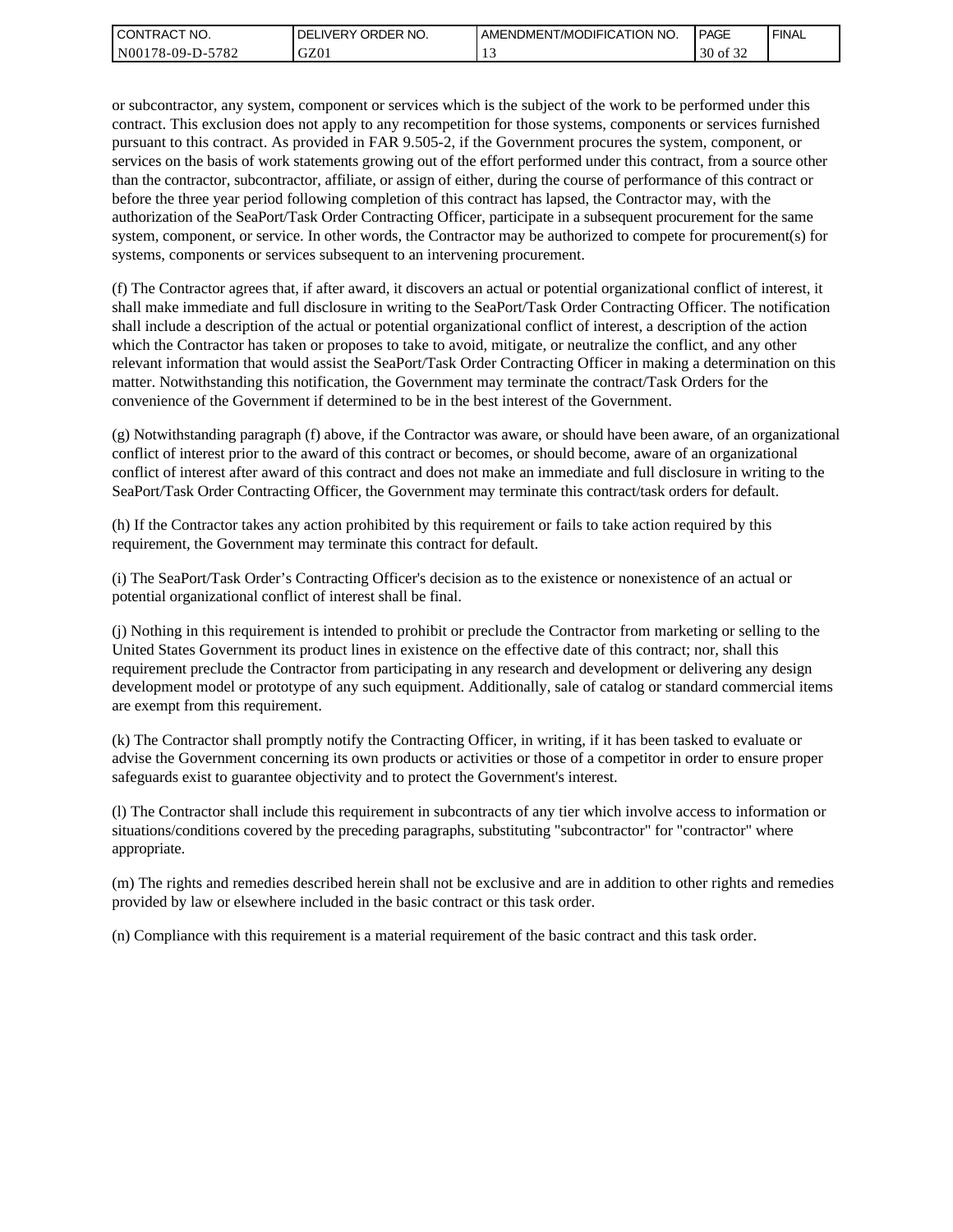or subcontractor, any system, component or services which is the subject of the work to be performed under this contract. This exclusion does not apply to any recompetition for those systems, components or services furnished pursuant to this contract. As provided in FAR 9.505-2, if the Government procures the system, component, or services on the basis of work statements growing out of the effort performed under this contract, from a source other than the contractor, subcontractor, affiliate, or assign of either, during the course of performance of this contract or before the three year period following completion of this contract has lapsed, the Contractor may, with the authorization of the SeaPort/Task Order Contracting Officer, participate in a subsequent procurement for the same system, component, or service. In other words, the Contractor may be authorized to compete for procurement(s) for systems, components or services subsequent to an intervening procurement.

(f) The Contractor agrees that, if after award, it discovers an actual or potential organizational conflict of interest, it shall make immediate and full disclosure in writing to the SeaPort/Task Order Contracting Officer. The notification shall include a description of the actual or potential organizational conflict of interest, a description of the action which the Contractor has taken or proposes to take to avoid, mitigate, or neutralize the conflict, and any other relevant information that would assist the SeaPort/Task Order Contracting Officer in making a determination on this matter. Notwithstanding this notification, the Government may terminate the contract/Task Orders for the convenience of the Government if determined to be in the best interest of the Government.

(g) Notwithstanding paragraph (f) above, if the Contractor was aware, or should have been aware, of an organizational conflict of interest prior to the award of this contract or becomes, or should become, aware of an organizational conflict of interest after award of this contract and does not make an immediate and full disclosure in writing to the SeaPort/Task Order Contracting Officer, the Government may terminate this contract/task orders for default.

(h) If the Contractor takes any action prohibited by this requirement or fails to take action required by this requirement, the Government may terminate this contract for default.

(i) The SeaPort/Task Order's Contracting Officer's decision as to the existence or nonexistence of an actual or potential organizational conflict of interest shall be final.

(j) Nothing in this requirement is intended to prohibit or preclude the Contractor from marketing or selling to the United States Government its product lines in existence on the effective date of this contract; nor, shall this requirement preclude the Contractor from participating in any research and development or delivering any design development model or prototype of any such equipment. Additionally, sale of catalog or standard commercial items are exempt from this requirement.

(k) The Contractor shall promptly notify the Contracting Officer, in writing, if it has been tasked to evaluate or advise the Government concerning its own products or activities or those of a competitor in order to ensure proper safeguards exist to guarantee objectivity and to protect the Government's interest.

(l) The Contractor shall include this requirement in subcontracts of any tier which involve access to information or situations/conditions covered by the preceding paragraphs, substituting "subcontractor" for "contractor" where appropriate.

(m) The rights and remedies described herein shall not be exclusive and are in addition to other rights and remedies provided by law or elsewhere included in the basic contract or this task order.

(n) Compliance with this requirement is a material requirement of the basic contract and this task order.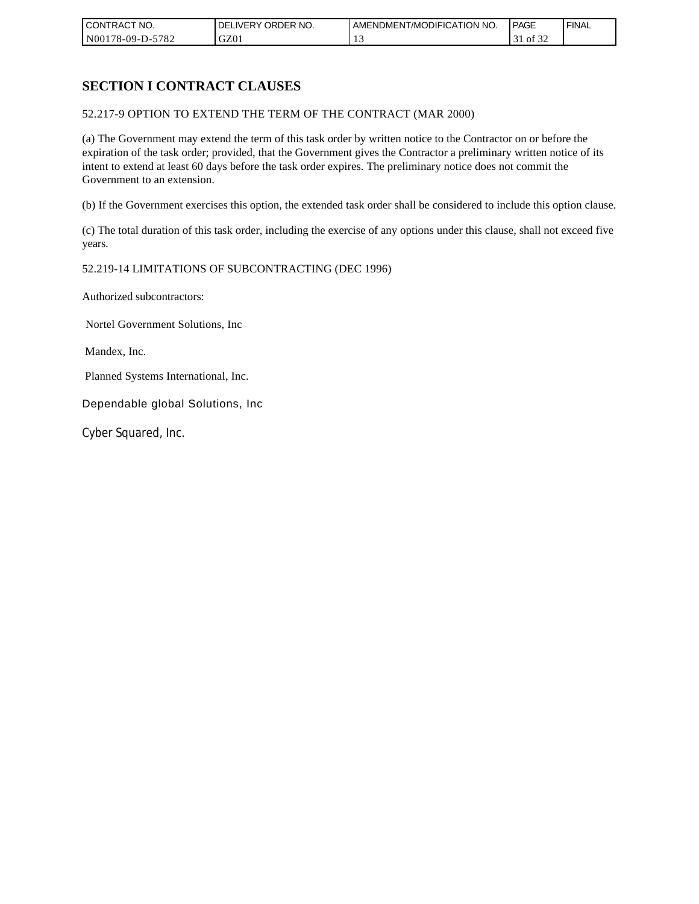## SECTION I CONTRACT CLAUSES

52.217-9 OPTION TO EXTEND THE TERM OF THE CONTRACT (MAR 2000)

(a) The Government may extend the term of this task order by written notice to the Contractor on or before the expiration of the task order; provided, that the Government gives the Contractor a preliminary written notice of its intent to extend at least 60 days before the task order expires. The preliminary notice does not commit the Government to an extension.

(b) If the Government exercises this option, the extended task order shall be considered to include this option clause.

(c) The total duration of this task order, including the exercise of any options under this clause, shall not exceed five years.

52.219-14 LIMITATIONS OF SUBCONTRACTING (DEC 1996)

Authorized subcontractors:

Nortel Government Solutions, Inc

Mandex, Inc.

Planned Systems International, Inc.

Dependable global Solutions, Inc

Cyber Squared, Inc.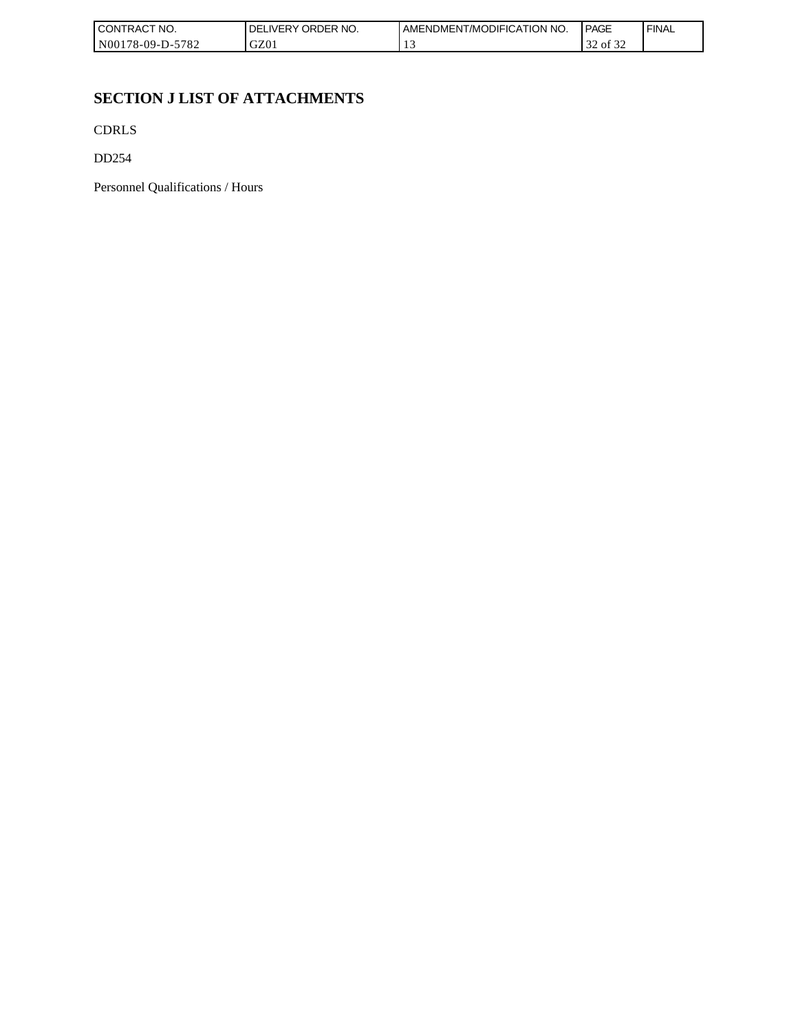# SECTION J LIST OF ATTACHMENTS

CDRLS

DD254

Personnel Qualifications / Hours